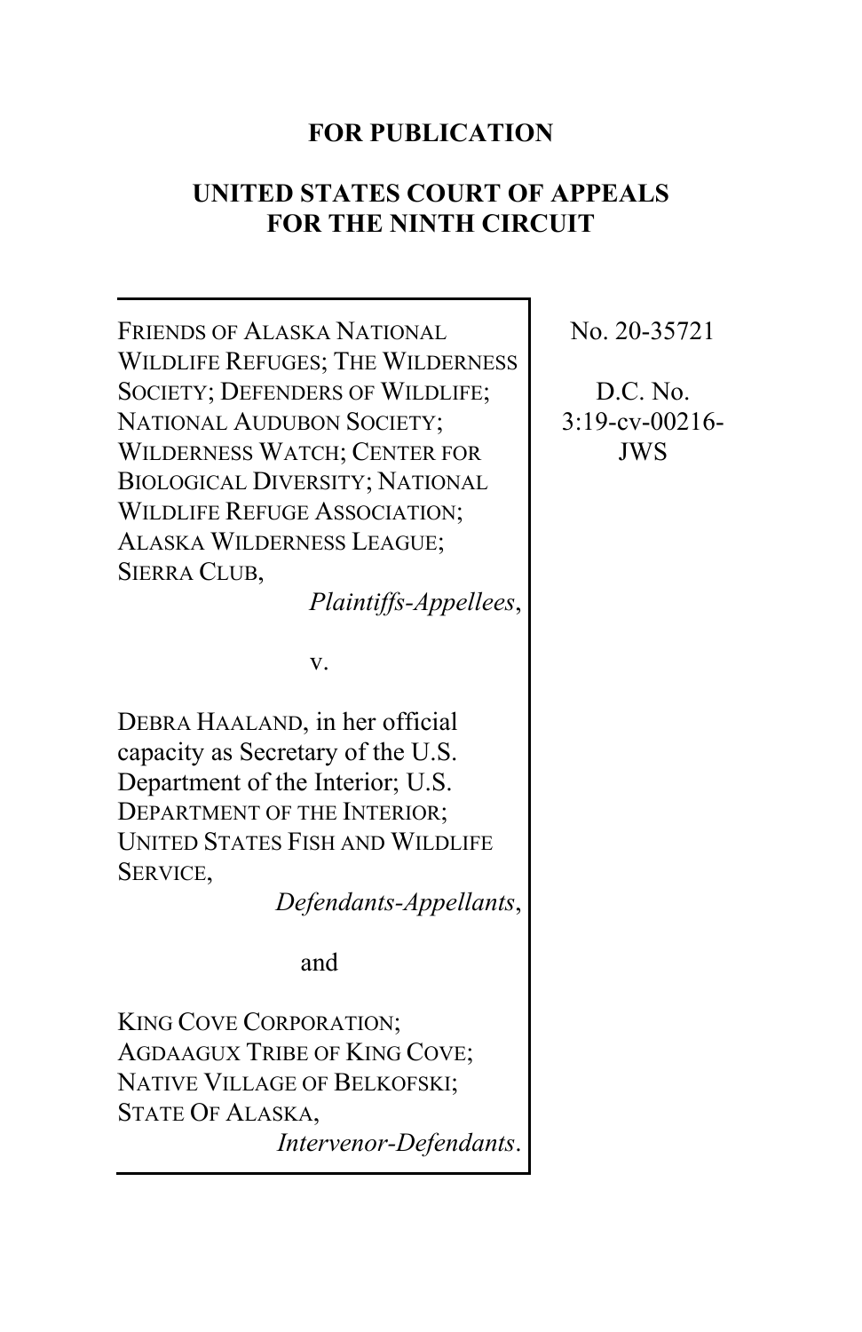**FOR PUBLICATION**

**UNITED STATES COURT OF APPEALS FOR THE NINTH CIRCUIT**

FRIENDS OF ALASKA NATIONAL WILDLIFE REFUGES; THE WILDERNESS SOCIETY; DEFENDERS OF WILDLIFE; NATIONAL AUDUBON SOCIETY; WILDERNESS WATCH; CENTER FOR BIOLOGICAL DIVERSITY; NATIONAL WILDLIFE REFUGE ASSOCIATION; ALASKA WILDERNESS LEAGUE; SIERRA CLUB,

*Plaintiffs-Appellees*,

v.

DEBRA HAALAND, in her official capacity as Secretary of the U.S. Department of the Interior; U.S. DEPARTMENT OF THE INTERIOR; UNITED STATES FISH AND WILDLIFE SERVICE,

*Defendants-Appellants*,

and

KING COVE CORPORATION; AGDAAGUX TRIBE OF KING COVE; NATIVE VILLAGE OF BELKOFSKI; STATE OF ALASKA,

*Intervenor-Defendants*.

No. 20-35721

D.C. No. 3:19-cv-00216-JWS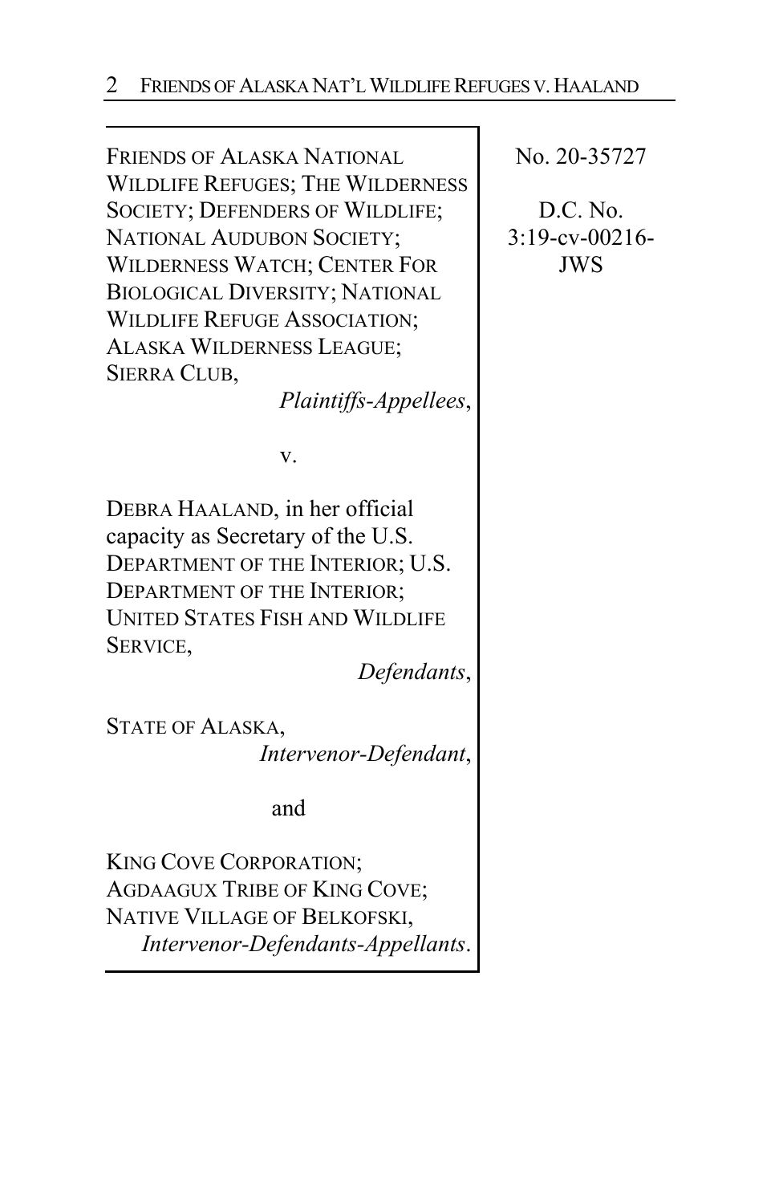FRIENDS OF ALASKA NATIONAL WILDLIFE REFUGES; THE WILDERNESS SOCIETY; DEFENDERS OF WILDLIFE; NATIONAL AUDUBON SOCIETY; WILDERNESS WATCH; CENTER FOR BIOLOGICAL DIVERSITY; NATIONAL WILDLIFE REFUGE ASSOCIATION; ALASKA WILDERNESS LEAGUE; SIERRA CLUB,
*Plaintiffs-Appellees*,

v.

DEBRA HAALAND, in her official capacity as Secretary of the U.S. DEPARTMENT OF THE INTERIOR; U.S. DEPARTMENT OF THE INTERIOR; UNITED STATES FISH AND WILDLIFE SERVICE,
*Defendants*,

STATE OF ALASKA,
*Intervenor-Defendant*,

and

KING COVE CORPORATION; AGDAAGUX TRIBE OF KING COVE; NATIVE VILLAGE OF BELKOFSKI,
*Intervenor-Defendants-Appellants*.

No. 20-35727

D.C. No. 3:19-cv-00216-JWS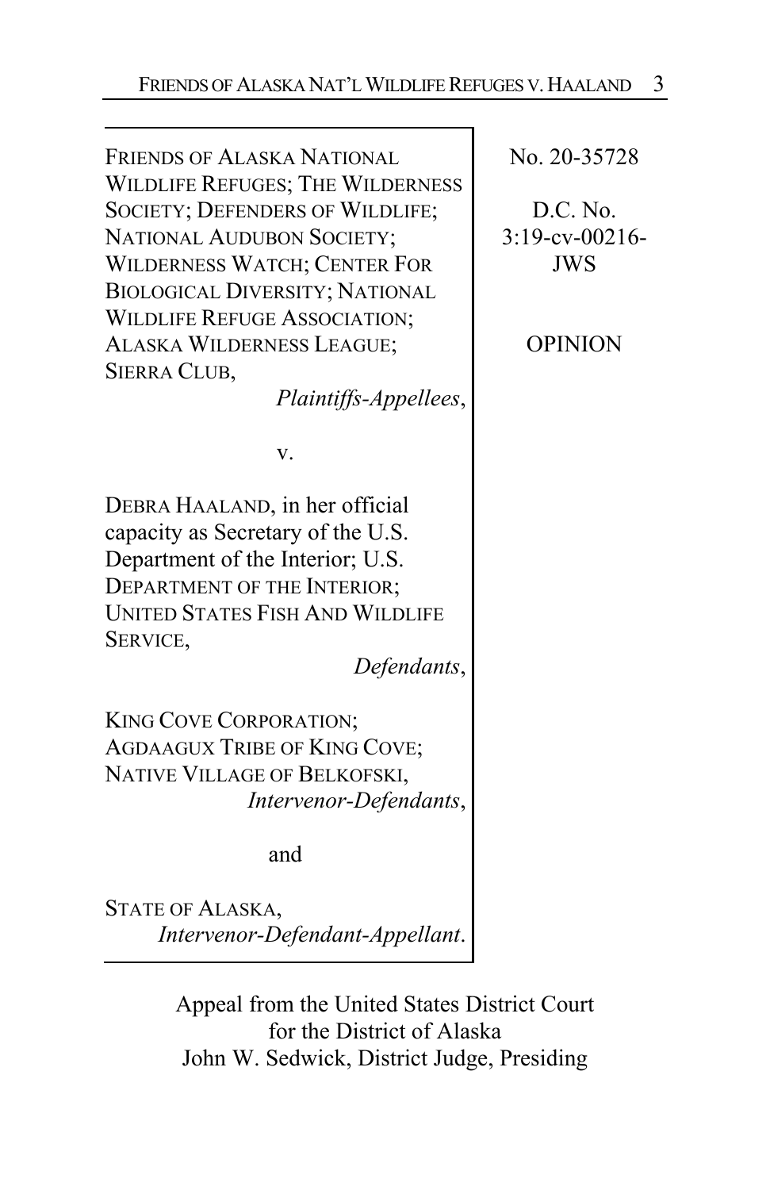FRIENDS OF ALASKA NATIONAL WILDLIFE REFUGES; THE WILDERNESS SOCIETY; DEFENDERS OF WILDLIFE; NATIONAL AUDUBON SOCIETY; WILDERNESS WATCH; CENTER FOR BIOLOGICAL DIVERSITY; NATIONAL WILDLIFE REFUGE ASSOCIATION; ALASKA WILDERNESS LEAGUE; SIERRA CLUB,
*Plaintiffs-Appellees*,

v.

DEBRA HAALAND, in her official capacity as Secretary of the U.S. Department of the Interior; U.S. DEPARTMENT OF THE INTERIOR; UNITED STATES FISH AND WILDLIFE SERVICE,
*Defendants*,

KING COVE CORPORATION; AGDAAGUX TRIBE OF KING COVE; NATIVE VILLAGE OF BELKOFSKI,
*Intervenor-Defendants*,

and

STATE OF ALASKA,
*Intervenor-Defendant-Appellant*.

No. 20-35728

D.C. No. 3:19-cv-00216-JWS

OPINION

Appeal from the United States District Court for the District of Alaska
John W. Sedwick, District Judge, Presiding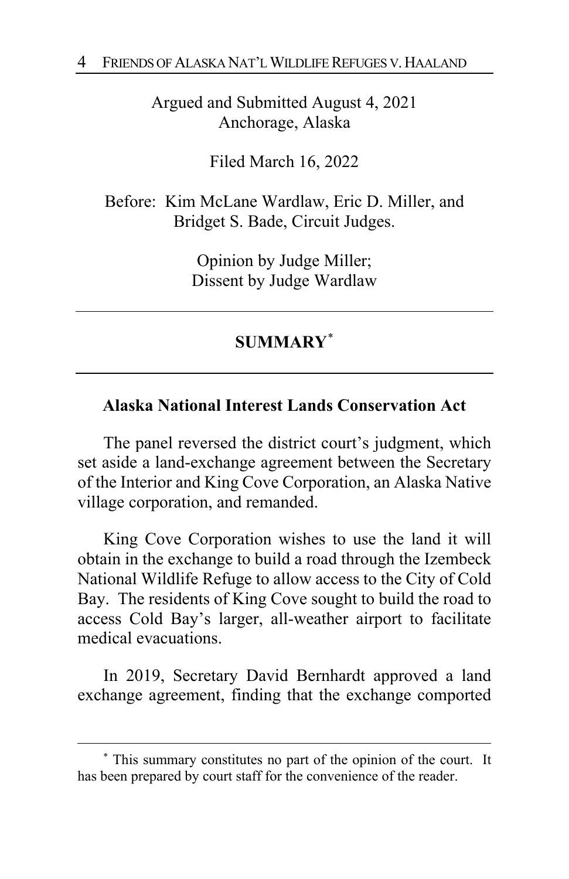Argued and Submitted August 4, 2021
Anchorage, Alaska

Filed March 16, 2022

Before: Kim McLane Wardlaw, Eric D. Miller, and Bridget S. Bade, Circuit Judges.

Opinion by Judge Miller;
Dissent by Judge Wardlaw

## SUMMARY[*]

### Alaska National Interest Lands Conservation Act

The panel reversed the district court's judgment, which set aside a land-exchange agreement between the Secretary of the Interior and King Cove Corporation, an Alaska Native village corporation, and remanded.

King Cove Corporation wishes to use the land it will obtain in the exchange to build a road through the Izembeck National Wildlife Refuge to allow access to the City of Cold Bay. The residents of King Cove sought to build the road to access Cold Bay's larger, all-weather airport to facilitate medical evacuations.

In 2019, Secretary David Bernhardt approved a land exchange agreement, finding that the exchange comported

[*] This summary constitutes no part of the opinion of the court. It has been prepared by court staff for the convenience of the reader.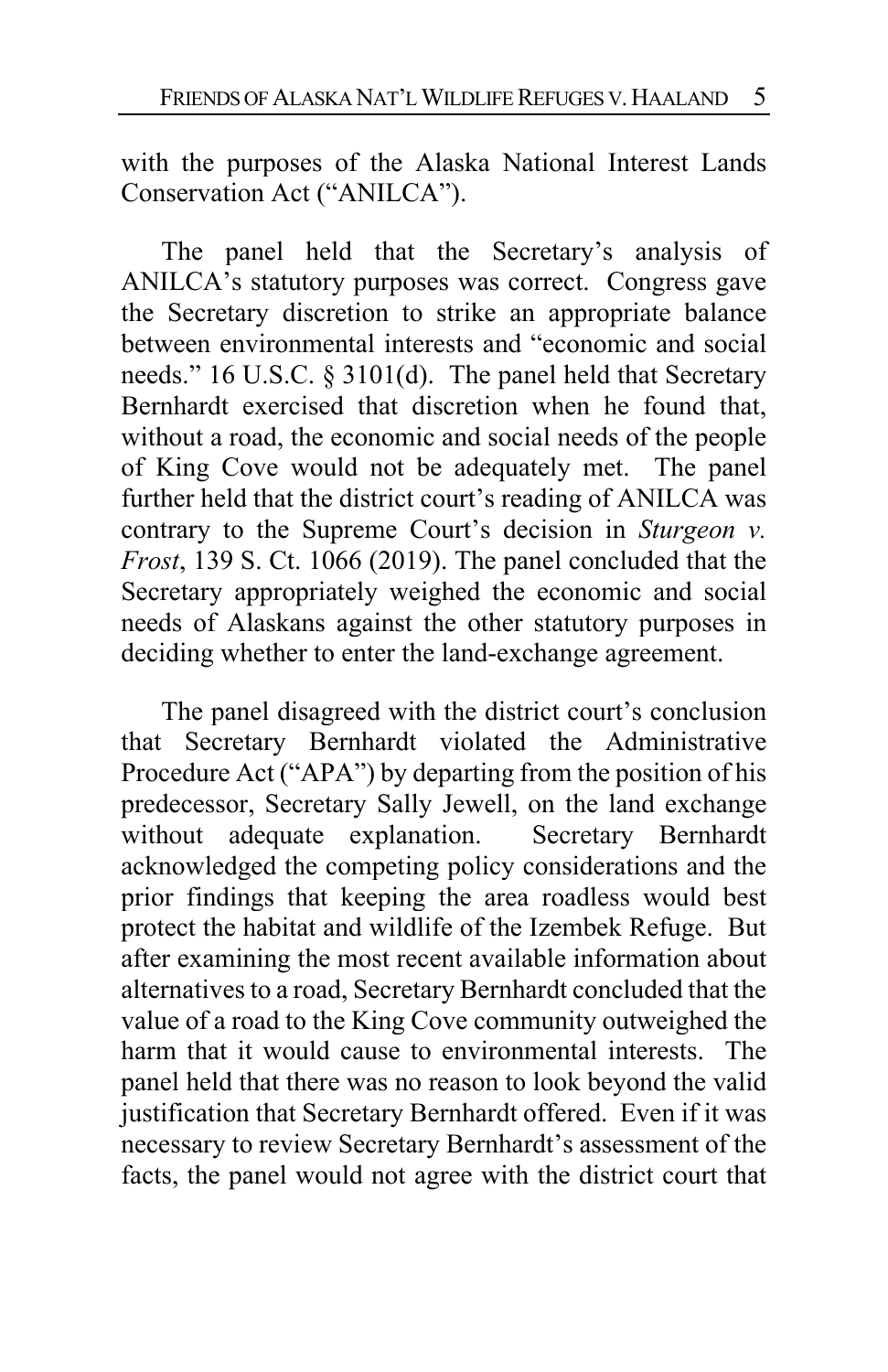with the purposes of the Alaska National Interest Lands Conservation Act ("ANILCA").

The panel held that the Secretary's analysis of ANILCA's statutory purposes was correct. Congress gave the Secretary discretion to strike an appropriate balance between environmental interests and "economic and social needs." 16 U.S.C. § 3101(d). The panel held that Secretary Bernhardt exercised that discretion when he found that, without a road, the economic and social needs of the people of King Cove would not be adequately met. The panel further held that the district court's reading of ANILCA was contrary to the Supreme Court's decision in *Sturgeon v. Frost*, 139 S. Ct. 1066 (2019). The panel concluded that the Secretary appropriately weighed the economic and social needs of Alaskans against the other statutory purposes in deciding whether to enter the land-exchange agreement.

The panel disagreed with the district court's conclusion that Secretary Bernhardt violated the Administrative Procedure Act ("APA") by departing from the position of his predecessor, Secretary Sally Jewell, on the land exchange without adequate explanation. Secretary Bernhardt acknowledged the competing policy considerations and the prior findings that keeping the area roadless would best protect the habitat and wildlife of the Izembek Refuge. But after examining the most recent available information about alternatives to a road, Secretary Bernhardt concluded that the value of a road to the King Cove community outweighed the harm that it would cause to environmental interests. The panel held that there was no reason to look beyond the valid justification that Secretary Bernhardt offered. Even if it was necessary to review Secretary Bernhardt's assessment of the facts, the panel would not agree with the district court that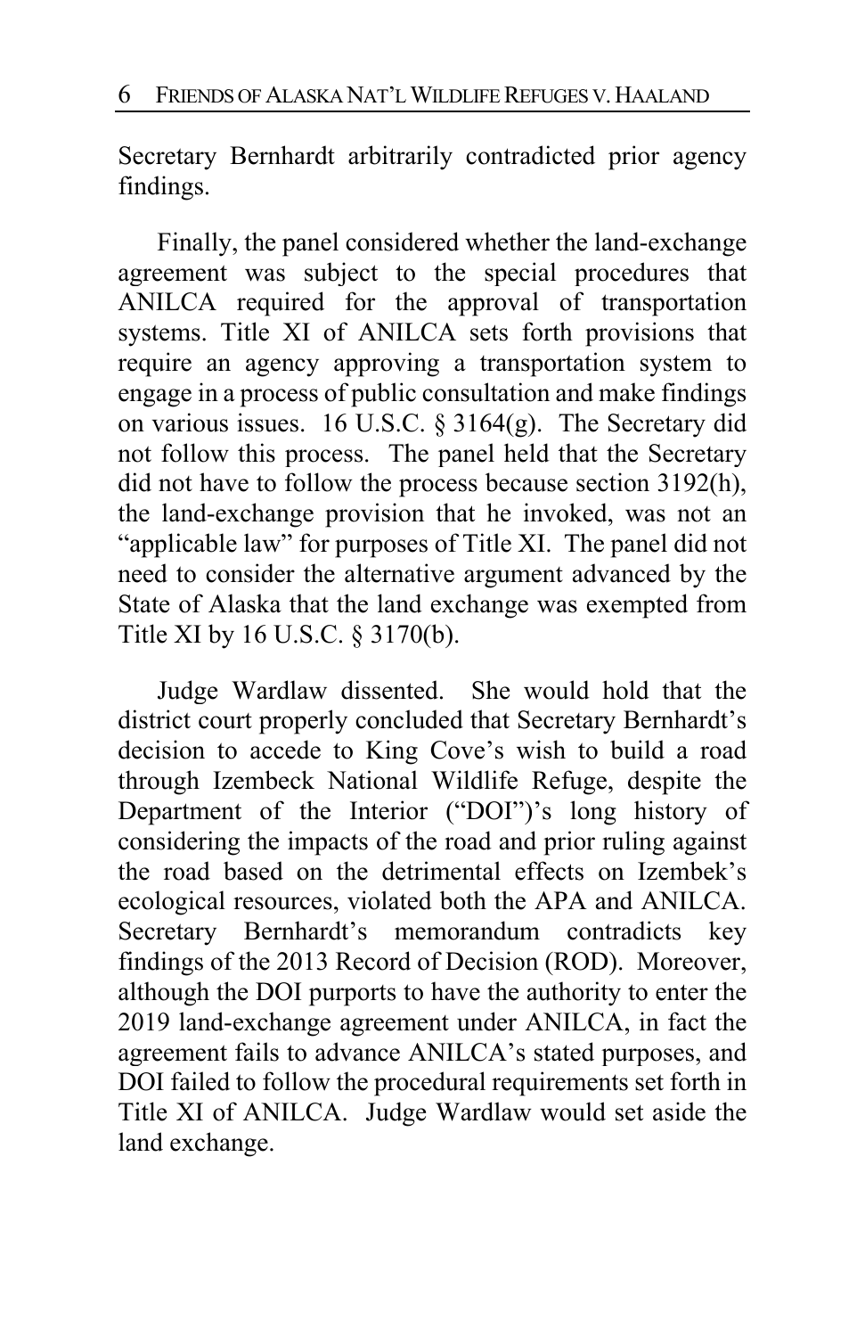Secretary Bernhardt arbitrarily contradicted prior agency findings.

Finally, the panel considered whether the land-exchange agreement was subject to the special procedures that ANILCA required for the approval of transportation systems. Title XI of ANILCA sets forth provisions that require an agency approving a transportation system to engage in a process of public consultation and make findings on various issues. 16 U.S.C. § 3164(g). The Secretary did not follow this process. The panel held that the Secretary did not have to follow the process because section 3192(h), the land-exchange provision that he invoked, was not an "applicable law" for purposes of Title XI. The panel did not need to consider the alternative argument advanced by the State of Alaska that the land exchange was exempted from Title XI by 16 U.S.C. § 3170(b).

Judge Wardlaw dissented. She would hold that the district court properly concluded that Secretary Bernhardt's decision to accede to King Cove's wish to build a road through Izembeck National Wildlife Refuge, despite the Department of the Interior ("DOI")'s long history of considering the impacts of the road and prior ruling against the road based on the detrimental effects on Izembek's ecological resources, violated both the APA and ANILCA. Secretary Bernhardt's memorandum contradicts key findings of the 2013 Record of Decision (ROD). Moreover, although the DOI purports to have the authority to enter the 2019 land-exchange agreement under ANILCA, in fact the agreement fails to advance ANILCA's stated purposes, and DOI failed to follow the procedural requirements set forth in Title XI of ANILCA. Judge Wardlaw would set aside the land exchange.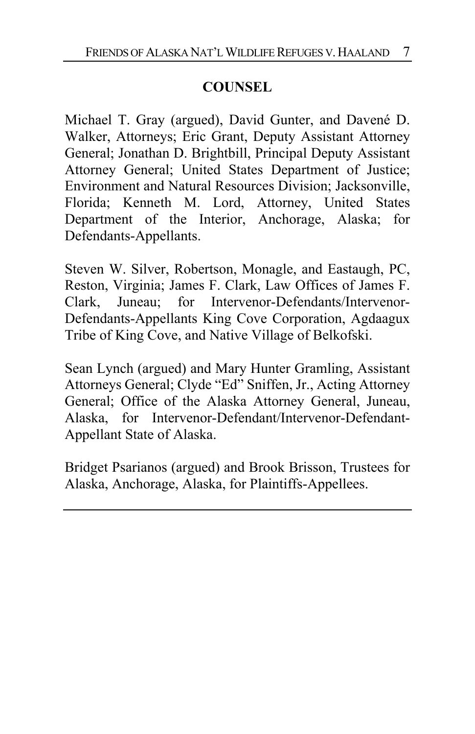## COUNSEL

Michael T. Gray (argued), David Gunter, and Davené D. Walker, Attorneys; Eric Grant, Deputy Assistant Attorney General; Jonathan D. Brightbill, Principal Deputy Assistant Attorney General; United States Department of Justice; Environment and Natural Resources Division; Jacksonville, Florida; Kenneth M. Lord, Attorney, United States Department of the Interior, Anchorage, Alaska; for Defendants-Appellants.

Steven W. Silver, Robertson, Monagle, and Eastaugh, PC, Reston, Virginia; James F. Clark, Law Offices of James F. Clark, Juneau; for Intervenor-Defendants/Intervenor-Defendants-Appellants King Cove Corporation, Agdaagux Tribe of King Cove, and Native Village of Belkofski.

Sean Lynch (argued) and Mary Hunter Gramling, Assistant Attorneys General; Clyde "Ed" Sniffen, Jr., Acting Attorney General; Office of the Alaska Attorney General, Juneau, Alaska, for Intervenor-Defendant/Intervenor-Defendant-Appellant State of Alaska.

Bridget Psarianos (argued) and Brook Brisson, Trustees for Alaska, Anchorage, Alaska, for Plaintiffs-Appellees.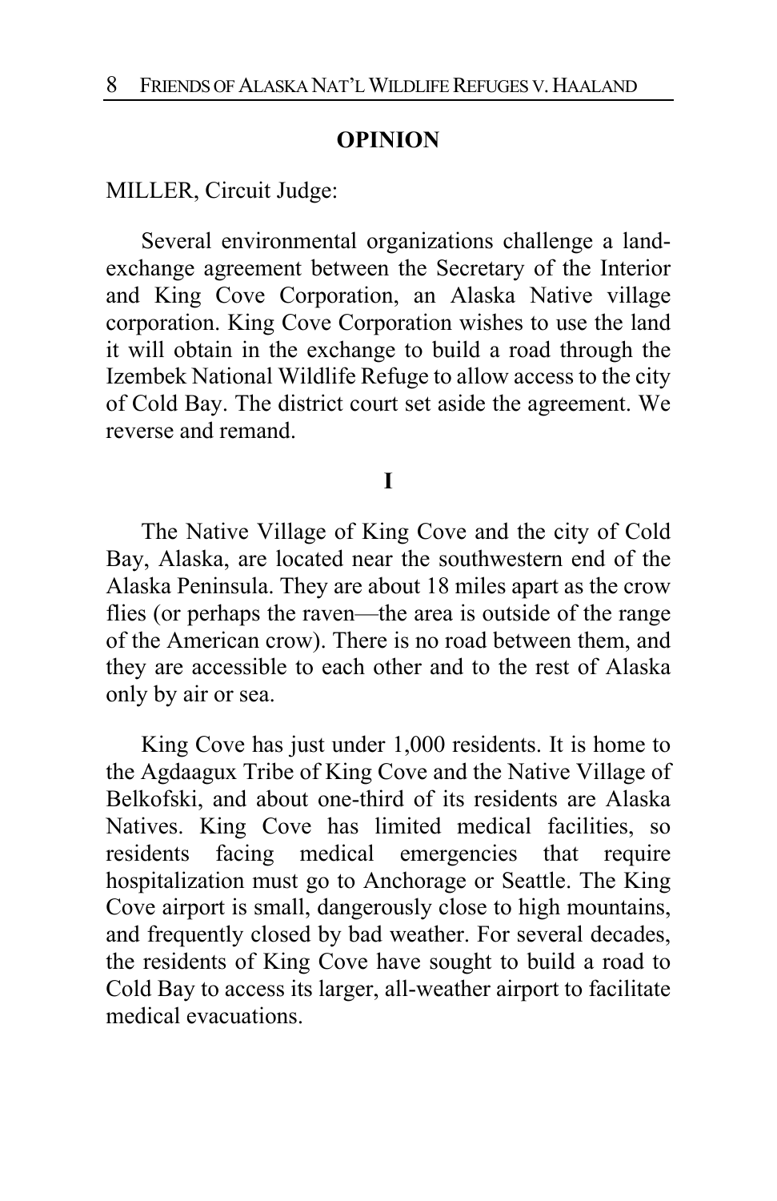## OPINION

MILLER, Circuit Judge:

Several environmental organizations challenge a land-exchange agreement between the Secretary of the Interior and King Cove Corporation, an Alaska Native village corporation. King Cove Corporation wishes to use the land it will obtain in the exchange to build a road through the Izembek National Wildlife Refuge to allow access to the city of Cold Bay. The district court set aside the agreement. We reverse and remand.

## I

The Native Village of King Cove and the city of Cold Bay, Alaska, are located near the southwestern end of the Alaska Peninsula. They are about 18 miles apart as the crow flies (or perhaps the raven—the area is outside of the range of the American crow). There is no road between them, and they are accessible to each other and to the rest of Alaska only by air or sea.

King Cove has just under 1,000 residents. It is home to the Agdaagux Tribe of King Cove and the Native Village of Belkofski, and about one-third of its residents are Alaska Natives. King Cove has limited medical facilities, so residents facing medical emergencies that require hospitalization must go to Anchorage or Seattle. The King Cove airport is small, dangerously close to high mountains, and frequently closed by bad weather. For several decades, the residents of King Cove have sought to build a road to Cold Bay to access its larger, all-weather airport to facilitate medical evacuations.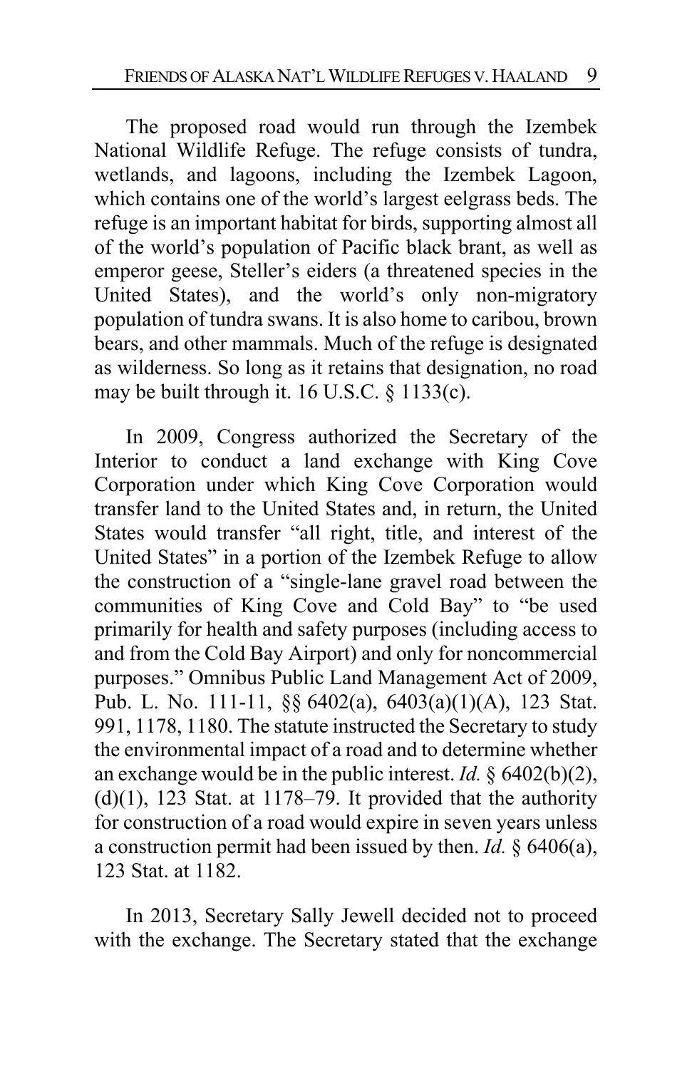The proposed road would run through the Izembek National Wildlife Refuge. The refuge consists of tundra, wetlands, and lagoons, including the Izembek Lagoon, which contains one of the world's largest eelgrass beds. The refuge is an important habitat for birds, supporting almost all of the world's population of Pacific black brant, as well as emperor geese, Steller's eiders (a threatened species in the United States), and the world's only non-migratory population of tundra swans. It is also home to caribou, brown bears, and other mammals. Much of the refuge is designated as wilderness. So long as it retains that designation, no road may be built through it. 16 U.S.C. § 1133(c).

In 2009, Congress authorized the Secretary of the Interior to conduct a land exchange with King Cove Corporation under which King Cove Corporation would transfer land to the United States and, in return, the United States would transfer "all right, title, and interest of the United States" in a portion of the Izembek Refuge to allow the construction of a "single-lane gravel road between the communities of King Cove and Cold Bay" to "be used primarily for health and safety purposes (including access to and from the Cold Bay Airport) and only for noncommercial purposes." Omnibus Public Land Management Act of 2009, Pub. L. No. 111-11, §§ 6402(a), 6403(a)(1)(A), 123 Stat. 991, 1178, 1180. The statute instructed the Secretary to study the environmental impact of a road and to determine whether an exchange would be in the public interest. *Id.* § 6402(b)(2), (d)(1), 123 Stat. at 1178–79. It provided that the authority for construction of a road would expire in seven years unless a construction permit had been issued by then. *Id.* § 6406(a), 123 Stat. at 1182.

In 2013, Secretary Sally Jewell decided not to proceed with the exchange. The Secretary stated that the exchange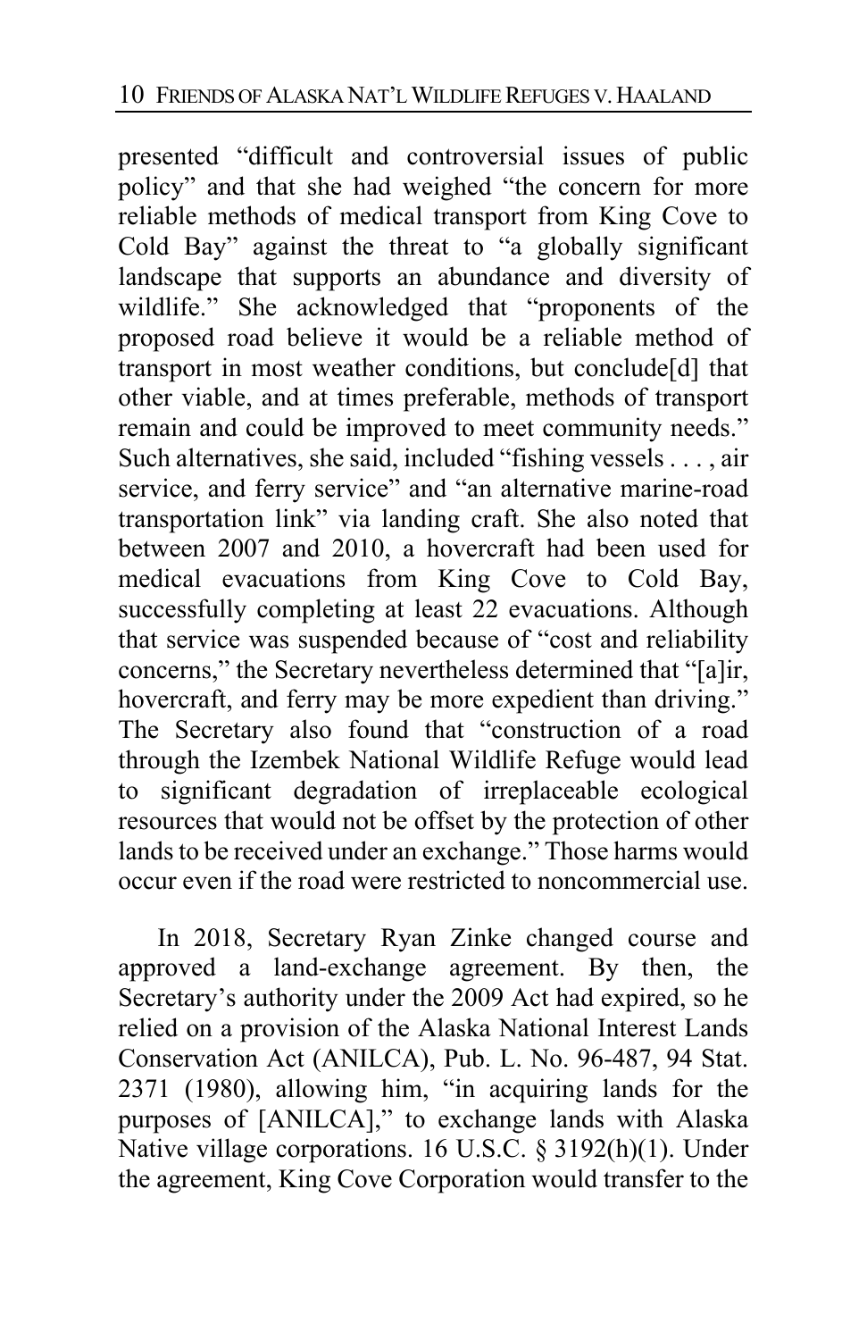presented "difficult and controversial issues of public policy" and that she had weighed "the concern for more reliable methods of medical transport from King Cove to Cold Bay" against the threat to "a globally significant landscape that supports an abundance and diversity of wildlife." She acknowledged that "proponents of the proposed road believe it would be a reliable method of transport in most weather conditions, but conclude[d] that other viable, and at times preferable, methods of transport remain and could be improved to meet community needs." Such alternatives, she said, included "fishing vessels . . . , air service, and ferry service" and "an alternative marine-road transportation link" via landing craft. She also noted that between 2007 and 2010, a hovercraft had been used for medical evacuations from King Cove to Cold Bay, successfully completing at least 22 evacuations. Although that service was suspended because of "cost and reliability concerns," the Secretary nevertheless determined that "[a]ir, hovercraft, and ferry may be more expedient than driving." The Secretary also found that "construction of a road through the Izembek National Wildlife Refuge would lead to significant degradation of irreplaceable ecological resources that would not be offset by the protection of other lands to be received under an exchange." Those harms would occur even if the road were restricted to noncommercial use.

In 2018, Secretary Ryan Zinke changed course and approved a land-exchange agreement. By then, the Secretary's authority under the 2009 Act had expired, so he relied on a provision of the Alaska National Interest Lands Conservation Act (ANILCA), Pub. L. No. 96-487, 94 Stat. 2371 (1980), allowing him, "in acquiring lands for the purposes of [ANILCA]," to exchange lands with Alaska Native village corporations. 16 U.S.C. § 3192(h)(1). Under the agreement, King Cove Corporation would transfer to the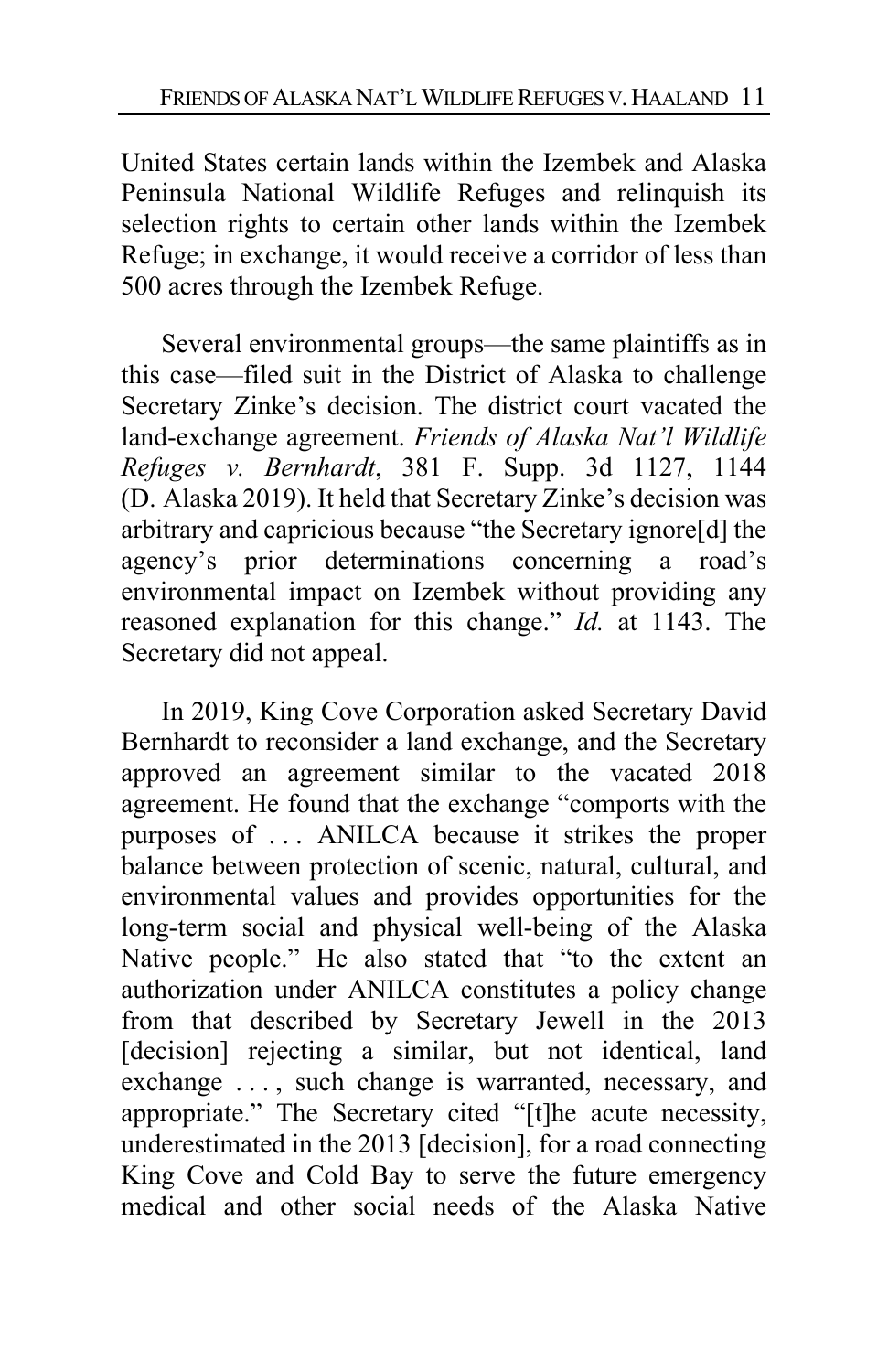United States certain lands within the Izembek and Alaska Peninsula National Wildlife Refuges and relinquish its selection rights to certain other lands within the Izembek Refuge; in exchange, it would receive a corridor of less than 500 acres through the Izembek Refuge.

Several environmental groups—the same plaintiffs as in this case—filed suit in the District of Alaska to challenge Secretary Zinke's decision. The district court vacated the land-exchange agreement. *Friends of Alaska Nat'l Wildlife Refuges v. Bernhardt*, 381 F. Supp. 3d 1127, 1144 (D. Alaska 2019). It held that Secretary Zinke's decision was arbitrary and capricious because "the Secretary ignore[d] the agency's prior determinations concerning a road's environmental impact on Izembek without providing any reasoned explanation for this change." *Id.* at 1143. The Secretary did not appeal.

In 2019, King Cove Corporation asked Secretary David Bernhardt to reconsider a land exchange, and the Secretary approved an agreement similar to the vacated 2018 agreement. He found that the exchange "comports with the purposes of . . . ANILCA because it strikes the proper balance between protection of scenic, natural, cultural, and environmental values and provides opportunities for the long-term social and physical well-being of the Alaska Native people." He also stated that "to the extent an authorization under ANILCA constitutes a policy change from that described by Secretary Jewell in the 2013 [decision] rejecting a similar, but not identical, land exchange . . . , such change is warranted, necessary, and appropriate." The Secretary cited "[t]he acute necessity, underestimated in the 2013 [decision], for a road connecting King Cove and Cold Bay to serve the future emergency medical and other social needs of the Alaska Native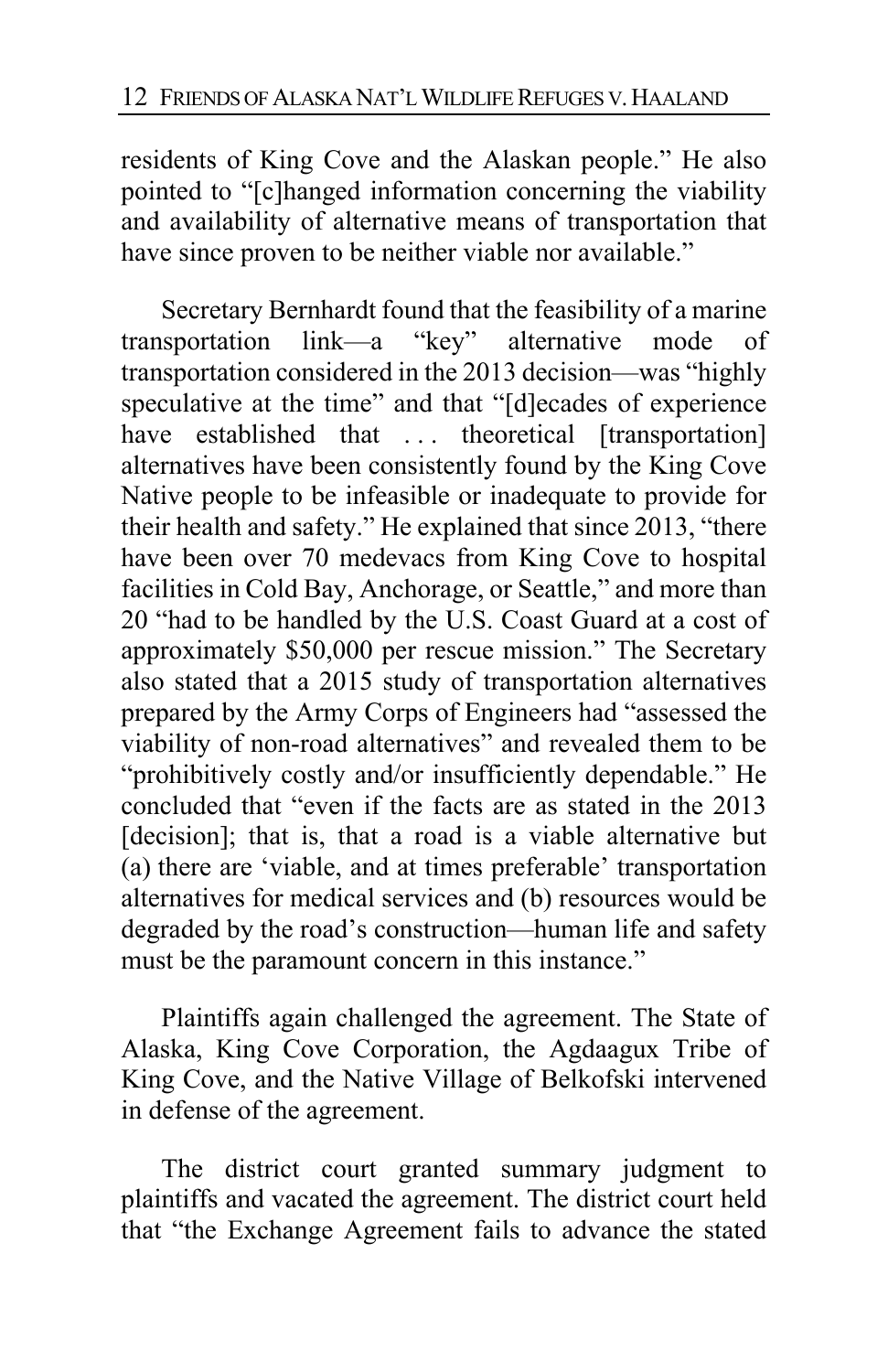residents of King Cove and the Alaskan people." He also pointed to "[c]hanged information concerning the viability and availability of alternative means of transportation that have since proven to be neither viable nor available."

Secretary Bernhardt found that the feasibility of a marine transportation link—a "key" alternative mode of transportation considered in the 2013 decision—was "highly speculative at the time" and that "[d]ecades of experience have established that . . . theoretical [transportation] alternatives have been consistently found by the King Cove Native people to be infeasible or inadequate to provide for their health and safety." He explained that since 2013, "there have been over 70 medevacs from King Cove to hospital facilities in Cold Bay, Anchorage, or Seattle," and more than 20 "had to be handled by the U.S. Coast Guard at a cost of approximately $50,000 per rescue mission." The Secretary also stated that a 2015 study of transportation alternatives prepared by the Army Corps of Engineers had "assessed the viability of non-road alternatives" and revealed them to be "prohibitively costly and/or insufficiently dependable." He concluded that "even if the facts are as stated in the 2013 [decision]; that is, that a road is a viable alternative but (a) there are 'viable, and at times preferable' transportation alternatives for medical services and (b) resources would be degraded by the road's construction—human life and safety must be the paramount concern in this instance."

Plaintiffs again challenged the agreement. The State of Alaska, King Cove Corporation, the Agdaagux Tribe of King Cove, and the Native Village of Belkofski intervened in defense of the agreement.

The district court granted summary judgment to plaintiffs and vacated the agreement. The district court held that "the Exchange Agreement fails to advance the stated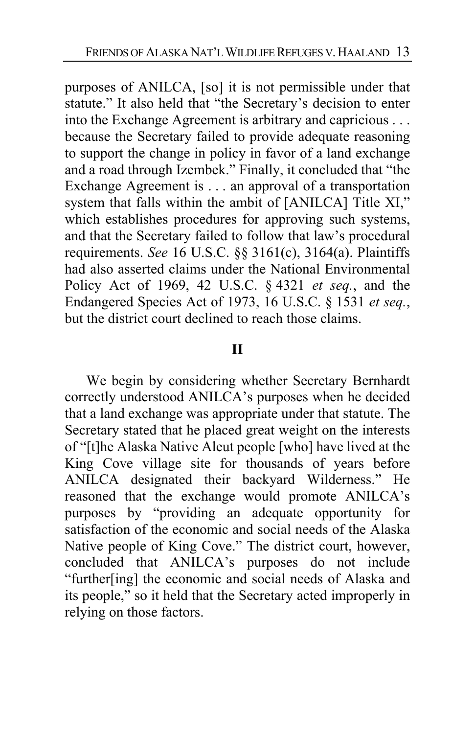purposes of ANILCA, [so] it is not permissible under that statute." It also held that "the Secretary's decision to enter into the Exchange Agreement is arbitrary and capricious . . . because the Secretary failed to provide adequate reasoning to support the change in policy in favor of a land exchange and a road through Izembek." Finally, it concluded that "the Exchange Agreement is . . . an approval of a transportation system that falls within the ambit of [ANILCA] Title XI," which establishes procedures for approving such systems, and that the Secretary failed to follow that law's procedural requirements. *See* 16 U.S.C. §§ 3161(c), 3164(a). Plaintiffs had also asserted claims under the National Environmental Policy Act of 1969, 42 U.S.C. § 4321 *et seq.*, and the Endangered Species Act of 1973, 16 U.S.C. § 1531 *et seq.*, but the district court declined to reach those claims.

## II

We begin by considering whether Secretary Bernhardt correctly understood ANILCA's purposes when he decided that a land exchange was appropriate under that statute. The Secretary stated that he placed great weight on the interests of "[t]he Alaska Native Aleut people [who] have lived at the King Cove village site for thousands of years before ANILCA designated their backyard Wilderness." He reasoned that the exchange would promote ANILCA's purposes by "providing an adequate opportunity for satisfaction of the economic and social needs of the Alaska Native people of King Cove." The district court, however, concluded that ANILCA's purposes do not include "further[ing] the economic and social needs of Alaska and its people," so it held that the Secretary acted improperly in relying on those factors.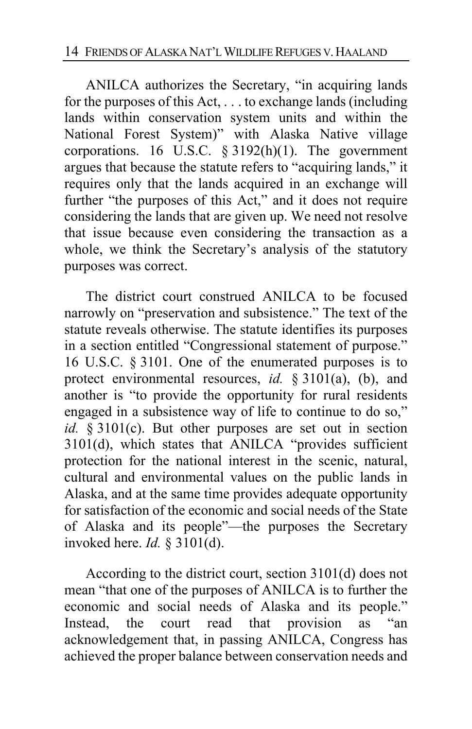ANILCA authorizes the Secretary, "in acquiring lands for the purposes of this Act, . . . to exchange lands (including lands within conservation system units and within the National Forest System)" with Alaska Native village corporations. 16 U.S.C. § 3192(h)(1). The government argues that because the statute refers to "acquiring lands," it requires only that the lands acquired in an exchange will further "the purposes of this Act," and it does not require considering the lands that are given up. We need not resolve that issue because even considering the transaction as a whole, we think the Secretary's analysis of the statutory purposes was correct.

The district court construed ANILCA to be focused narrowly on "preservation and subsistence." The text of the statute reveals otherwise. The statute identifies its purposes in a section entitled "Congressional statement of purpose." 16 U.S.C. § 3101. One of the enumerated purposes is to protect environmental resources, *id.* § 3101(a), (b), and another is "to provide the opportunity for rural residents engaged in a subsistence way of life to continue to do so," *id.* § 3101(c). But other purposes are set out in section 3101(d), which states that ANILCA "provides sufficient protection for the national interest in the scenic, natural, cultural and environmental values on the public lands in Alaska, and at the same time provides adequate opportunity for satisfaction of the economic and social needs of the State of Alaska and its people"—the purposes the Secretary invoked here. *Id.* § 3101(d).

According to the district court, section 3101(d) does not mean "that one of the purposes of ANILCA is to further the economic and social needs of Alaska and its people." Instead, the court read that provision as "an acknowledgement that, in passing ANILCA, Congress has achieved the proper balance between conservation needs and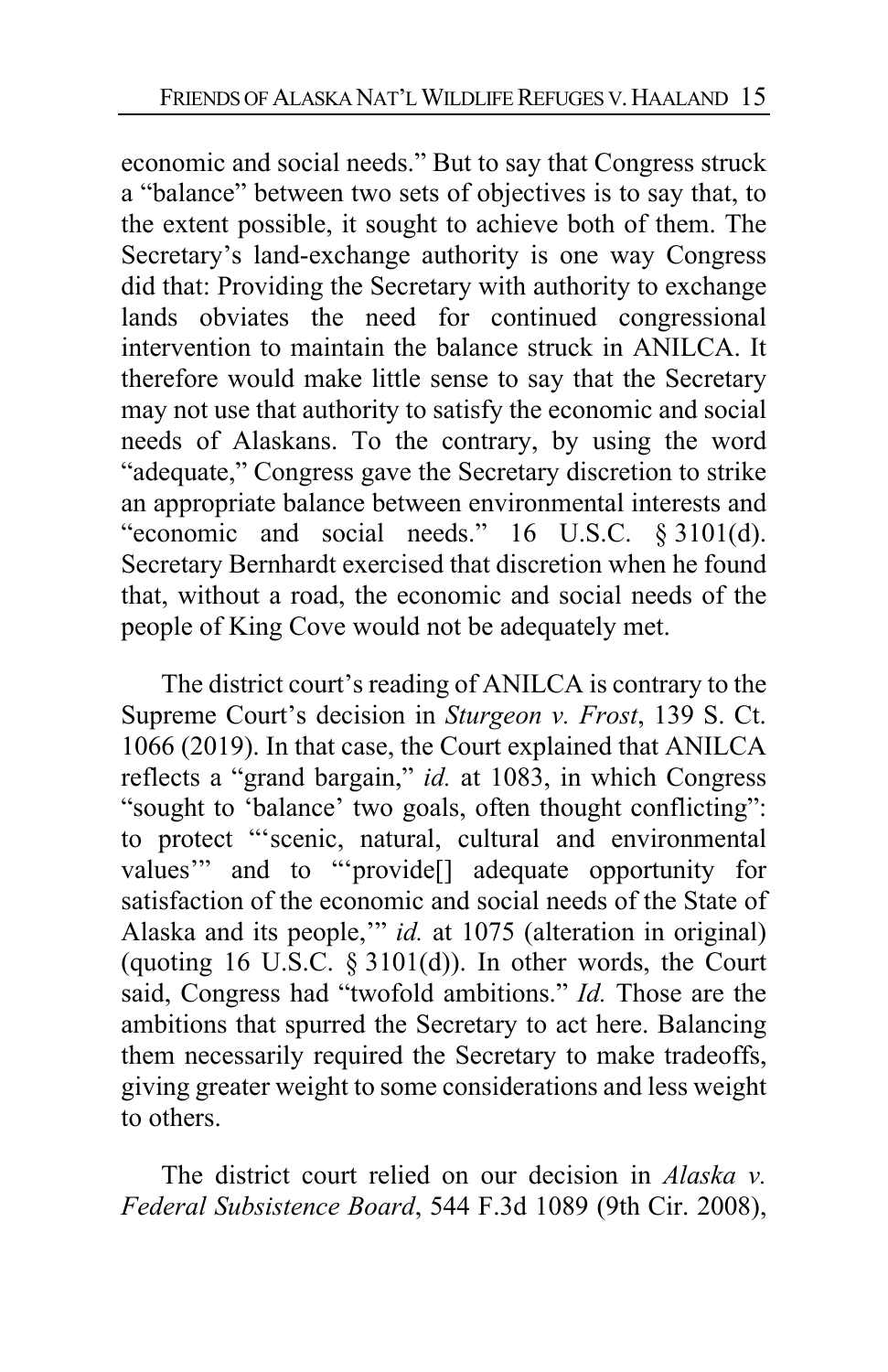economic and social needs." But to say that Congress struck a "balance" between two sets of objectives is to say that, to the extent possible, it sought to achieve both of them. The Secretary's land-exchange authority is one way Congress did that: Providing the Secretary with authority to exchange lands obviates the need for continued congressional intervention to maintain the balance struck in ANILCA. It therefore would make little sense to say that the Secretary may not use that authority to satisfy the economic and social needs of Alaskans. To the contrary, by using the word "adequate," Congress gave the Secretary discretion to strike an appropriate balance between environmental interests and "economic and social needs." 16 U.S.C. § 3101(d). Secretary Bernhardt exercised that discretion when he found that, without a road, the economic and social needs of the people of King Cove would not be adequately met.

The district court's reading of ANILCA is contrary to the Supreme Court's decision in *Sturgeon v. Frost*, 139 S. Ct. 1066 (2019). In that case, the Court explained that ANILCA reflects a "grand bargain," *id.* at 1083, in which Congress "sought to 'balance' two goals, often thought conflicting": to protect "'scenic, natural, cultural and environmental values'" and to "'provide[] adequate opportunity for satisfaction of the economic and social needs of the State of Alaska and its people,'" *id.* at 1075 (alteration in original) (quoting 16 U.S.C. § 3101(d)). In other words, the Court said, Congress had "twofold ambitions." *Id.* Those are the ambitions that spurred the Secretary to act here. Balancing them necessarily required the Secretary to make tradeoffs, giving greater weight to some considerations and less weight to others.

The district court relied on our decision in *Alaska v. Federal Subsistence Board*, 544 F.3d 1089 (9th Cir. 2008),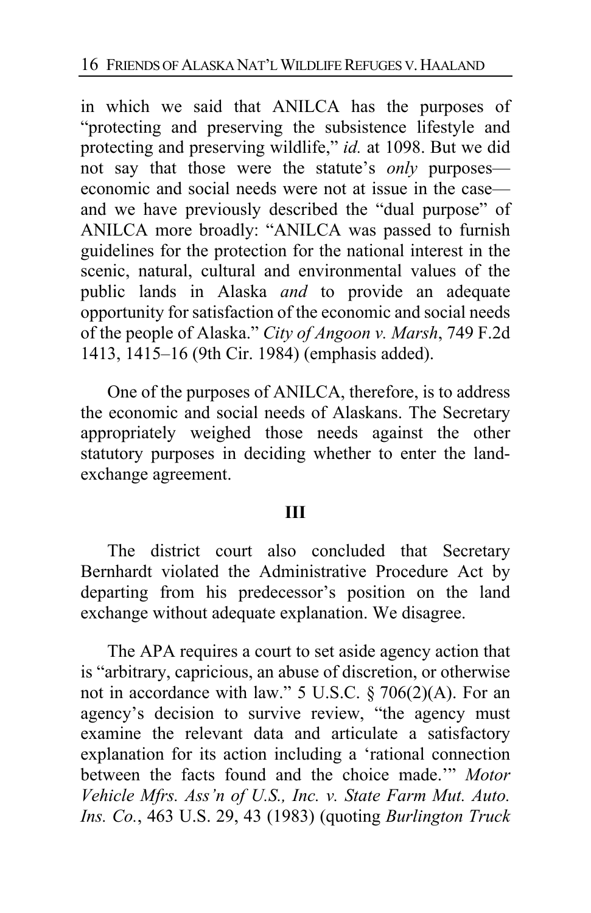in which we said that ANILCA has the purposes of "protecting and preserving the subsistence lifestyle and protecting and preserving wildlife," *id.* at 1098. But we did not say that those were the statute's *only* purposes—economic and social needs were not at issue in the case—and we have previously described the "dual purpose" of ANILCA more broadly: "ANILCA was passed to furnish guidelines for the protection for the national interest in the scenic, natural, cultural and environmental values of the public lands in Alaska *and* to provide an adequate opportunity for satisfaction of the economic and social needs of the people of Alaska." *City of Angoon v. Marsh*, 749 F.2d 1413, 1415–16 (9th Cir. 1984) (emphasis added).

One of the purposes of ANILCA, therefore, is to address the economic and social needs of Alaskans. The Secretary appropriately weighed those needs against the other statutory purposes in deciding whether to enter the land-exchange agreement.

## III

The district court also concluded that Secretary Bernhardt violated the Administrative Procedure Act by departing from his predecessor's position on the land exchange without adequate explanation. We disagree.

The APA requires a court to set aside agency action that is "arbitrary, capricious, an abuse of discretion, or otherwise not in accordance with law." 5 U.S.C. § 706(2)(A). For an agency's decision to survive review, "the agency must examine the relevant data and articulate a satisfactory explanation for its action including a 'rational connection between the facts found and the choice made.'" *Motor Vehicle Mfrs. Ass'n of U.S., Inc. v. State Farm Mut. Auto. Ins. Co.*, 463 U.S. 29, 43 (1983) (quoting *Burlington Truck*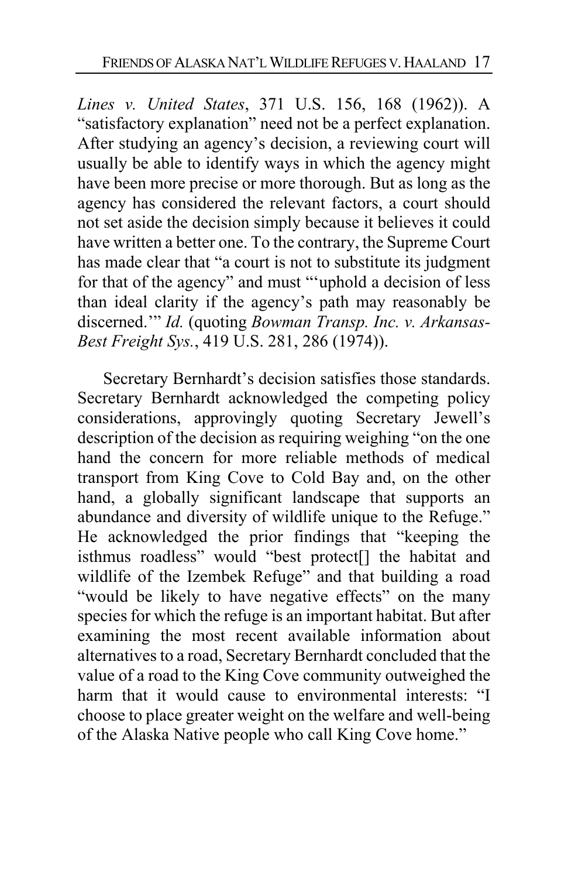*Lines v. United States*, 371 U.S. 156, 168 (1962)). A "satisfactory explanation" need not be a perfect explanation. After studying an agency's decision, a reviewing court will usually be able to identify ways in which the agency might have been more precise or more thorough. But as long as the agency has considered the relevant factors, a court should not set aside the decision simply because it believes it could have written a better one. To the contrary, the Supreme Court has made clear that "a court is not to substitute its judgment for that of the agency" and must "'uphold a decision of less than ideal clarity if the agency's path may reasonably be discerned.'" *Id.* (quoting *Bowman Transp. Inc. v. Arkansas-Best Freight Sys.*, 419 U.S. 281, 286 (1974)).

Secretary Bernhardt's decision satisfies those standards. Secretary Bernhardt acknowledged the competing policy considerations, approvingly quoting Secretary Jewell's description of the decision as requiring weighing "on the one hand the concern for more reliable methods of medical transport from King Cove to Cold Bay and, on the other hand, a globally significant landscape that supports an abundance and diversity of wildlife unique to the Refuge." He acknowledged the prior findings that "keeping the isthmus roadless" would "best protect[] the habitat and wildlife of the Izembek Refuge" and that building a road "would be likely to have negative effects" on the many species for which the refuge is an important habitat. But after examining the most recent available information about alternatives to a road, Secretary Bernhardt concluded that the value of a road to the King Cove community outweighed the harm that it would cause to environmental interests: "I choose to place greater weight on the welfare and well-being of the Alaska Native people who call King Cove home."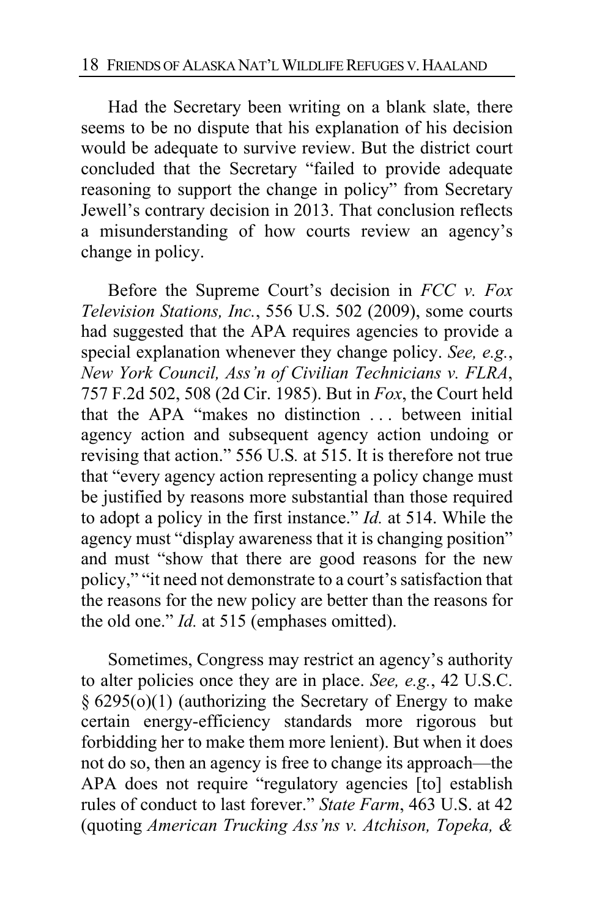Had the Secretary been writing on a blank slate, there seems to be no dispute that his explanation of his decision would be adequate to survive review. But the district court concluded that the Secretary "failed to provide adequate reasoning to support the change in policy" from Secretary Jewell's contrary decision in 2013. That conclusion reflects a misunderstanding of how courts review an agency's change in policy.

Before the Supreme Court's decision in *FCC v. Fox Television Stations, Inc.*, 556 U.S. 502 (2009), some courts had suggested that the APA requires agencies to provide a special explanation whenever they change policy. *See, e.g.*, *New York Council, Ass'n of Civilian Technicians v. FLRA*, 757 F.2d 502, 508 (2d Cir. 1985). But in *Fox*, the Court held that the APA "makes no distinction . . . between initial agency action and subsequent agency action undoing or revising that action." 556 U.S. at 515. It is therefore not true that "every agency action representing a policy change must be justified by reasons more substantial than those required to adopt a policy in the first instance." *Id.* at 514. While the agency must "display awareness that it is changing position" and must "show that there are good reasons for the new policy," "it need not demonstrate to a court's satisfaction that the reasons for the new policy are better than the reasons for the old one." *Id.* at 515 (emphases omitted).

Sometimes, Congress may restrict an agency's authority to alter policies once they are in place. *See, e.g.*, 42 U.S.C. § 6295(o)(1) (authorizing the Secretary of Energy to make certain energy-efficiency standards more rigorous but forbidding her to make them more lenient). But when it does not do so, then an agency is free to change its approach—the APA does not require "regulatory agencies [to] establish rules of conduct to last forever." *State Farm*, 463 U.S. at 42 (quoting *American Trucking Ass'ns v. Atchison, Topeka, &*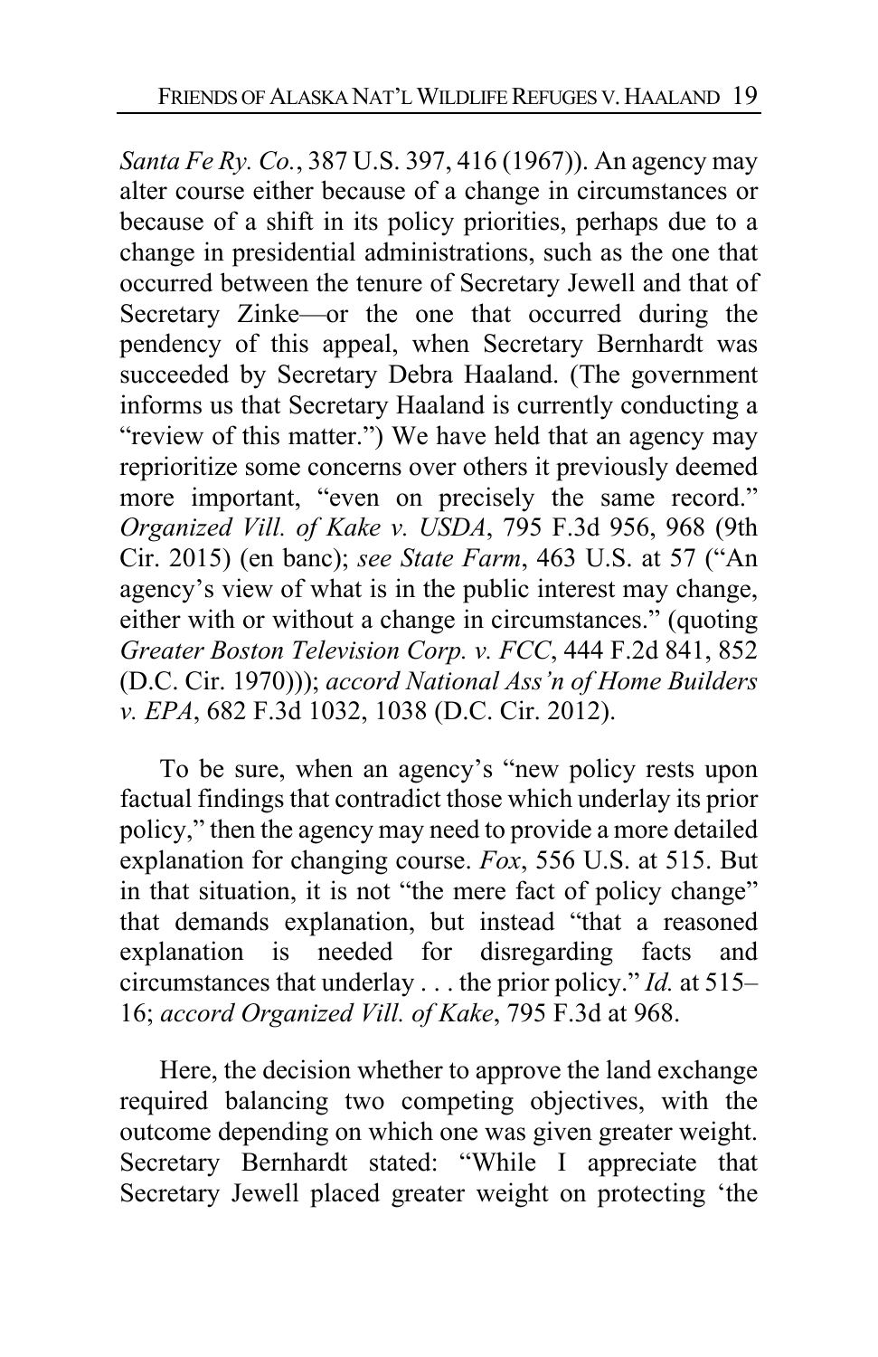*Santa Fe Ry. Co.*, 387 U.S. 397, 416 (1967)). An agency may alter course either because of a change in circumstances or because of a shift in its policy priorities, perhaps due to a change in presidential administrations, such as the one that occurred between the tenure of Secretary Jewell and that of Secretary Zinke—or the one that occurred during the pendency of this appeal, when Secretary Bernhardt was succeeded by Secretary Debra Haaland. (The government informs us that Secretary Haaland is currently conducting a "review of this matter.") We have held that an agency may reprioritize some concerns over others it previously deemed more important, "even on precisely the same record." *Organized Vill. of Kake v. USDA*, 795 F.3d 956, 968 (9th Cir. 2015) (en banc); *see State Farm*, 463 U.S. at 57 ("An agency's view of what is in the public interest may change, either with or without a change in circumstances." (quoting *Greater Boston Television Corp. v. FCC*, 444 F.2d 841, 852 (D.C. Cir. 1970))); *accord National Ass'n of Home Builders v. EPA*, 682 F.3d 1032, 1038 (D.C. Cir. 2012).

To be sure, when an agency's "new policy rests upon factual findings that contradict those which underlay its prior policy," then the agency may need to provide a more detailed explanation for changing course. *Fox*, 556 U.S. at 515. But in that situation, it is not "the mere fact of policy change" that demands explanation, but instead "that a reasoned explanation is needed for disregarding facts and circumstances that underlay . . . the prior policy." *Id.* at 515–16; *accord Organized Vill. of Kake*, 795 F.3d at 968.

Here, the decision whether to approve the land exchange required balancing two competing objectives, with the outcome depending on which one was given greater weight. Secretary Bernhardt stated: "While I appreciate that Secretary Jewell placed greater weight on protecting 'the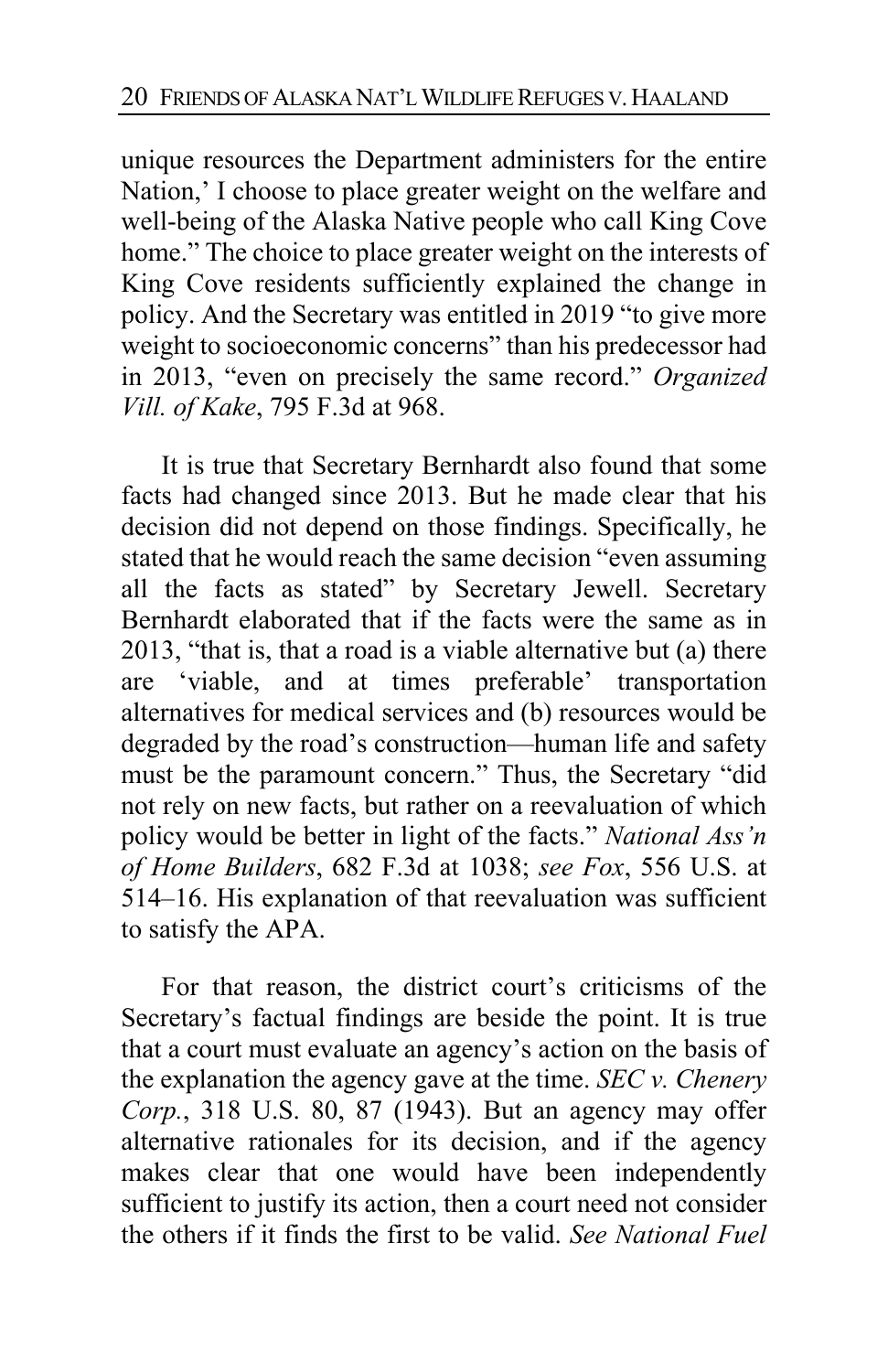unique resources the Department administers for the entire Nation,' I choose to place greater weight on the welfare and well-being of the Alaska Native people who call King Cove home." The choice to place greater weight on the interests of King Cove residents sufficiently explained the change in policy. And the Secretary was entitled in 2019 "to give more weight to socioeconomic concerns" than his predecessor had in 2013, "even on precisely the same record." *Organized Vill. of Kake*, 795 F.3d at 968.

It is true that Secretary Bernhardt also found that some facts had changed since 2013. But he made clear that his decision did not depend on those findings. Specifically, he stated that he would reach the same decision "even assuming all the facts as stated" by Secretary Jewell. Secretary Bernhardt elaborated that if the facts were the same as in 2013, "that is, that a road is a viable alternative but (a) there are 'viable, and at times preferable' transportation alternatives for medical services and (b) resources would be degraded by the road's construction—human life and safety must be the paramount concern." Thus, the Secretary "did not rely on new facts, but rather on a reevaluation of which policy would be better in light of the facts." *National Ass'n of Home Builders*, 682 F.3d at 1038; *see Fox*, 556 U.S. at 514–16. His explanation of that reevaluation was sufficient to satisfy the APA.

For that reason, the district court's criticisms of the Secretary's factual findings are beside the point. It is true that a court must evaluate an agency's action on the basis of the explanation the agency gave at the time. *SEC v. Chenery Corp.*, 318 U.S. 80, 87 (1943). But an agency may offer alternative rationales for its decision, and if the agency makes clear that one would have been independently sufficient to justify its action, then a court need not consider the others if it finds the first to be valid. *See National Fuel*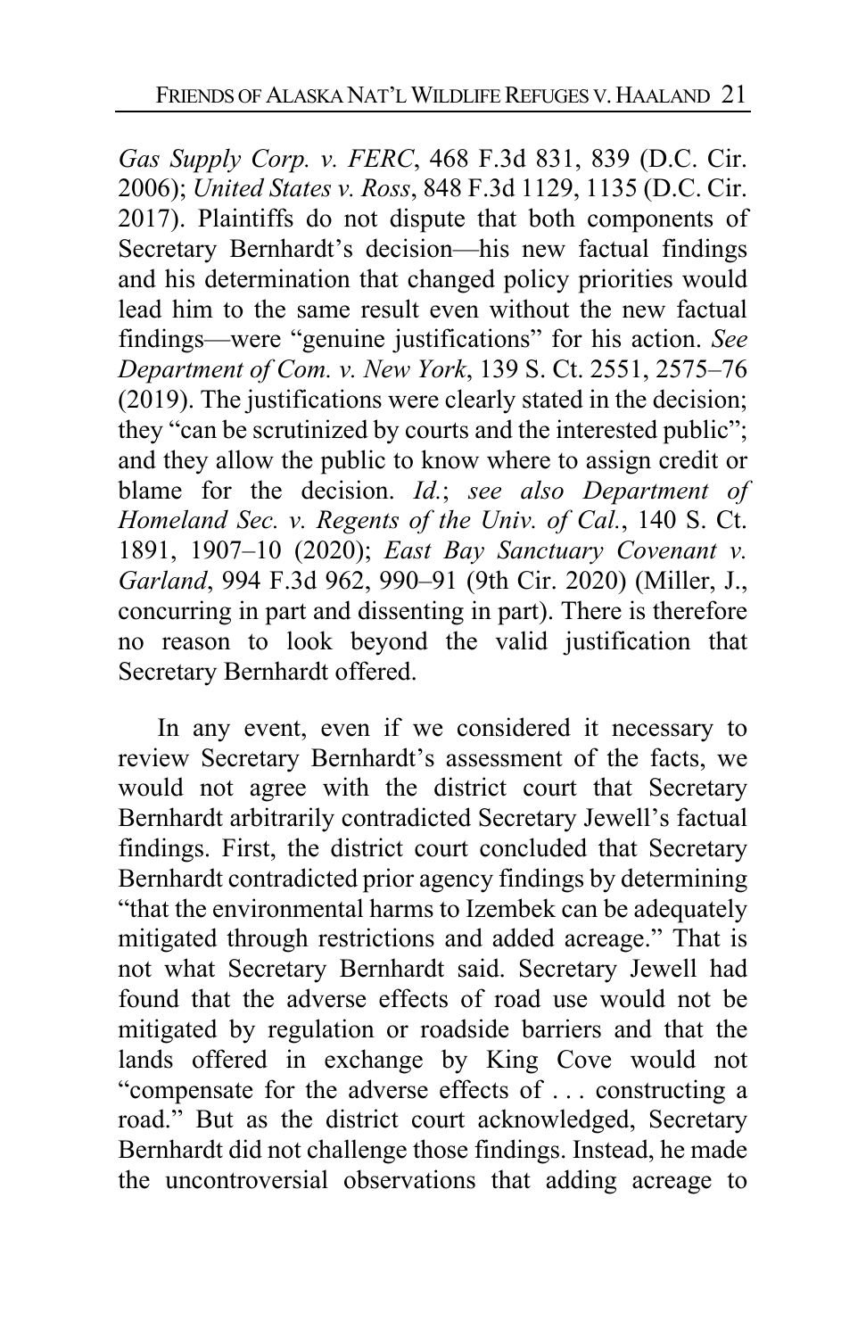*Gas Supply Corp. v. FERC*, 468 F.3d 831, 839 (D.C. Cir. 2006); *United States v. Ross*, 848 F.3d 1129, 1135 (D.C. Cir. 2017). Plaintiffs do not dispute that both components of Secretary Bernhardt's decision—his new factual findings and his determination that changed policy priorities would lead him to the same result even without the new factual findings—were "genuine justifications" for his action. *See Department of Com. v. New York*, 139 S. Ct. 2551, 2575–76 (2019). The justifications were clearly stated in the decision; they "can be scrutinized by courts and the interested public"; and they allow the public to know where to assign credit or blame for the decision. *Id.*; *see also Department of Homeland Sec. v. Regents of the Univ. of Cal.*, 140 S. Ct. 1891, 1907–10 (2020); *East Bay Sanctuary Covenant v. Garland*, 994 F.3d 962, 990–91 (9th Cir. 2020) (Miller, J., concurring in part and dissenting in part). There is therefore no reason to look beyond the valid justification that Secretary Bernhardt offered.

In any event, even if we considered it necessary to review Secretary Bernhardt's assessment of the facts, we would not agree with the district court that Secretary Bernhardt arbitrarily contradicted Secretary Jewell's factual findings. First, the district court concluded that Secretary Bernhardt contradicted prior agency findings by determining "that the environmental harms to Izembek can be adequately mitigated through restrictions and added acreage." That is not what Secretary Bernhardt said. Secretary Jewell had found that the adverse effects of road use would not be mitigated by regulation or roadside barriers and that the lands offered in exchange by King Cove would not "compensate for the adverse effects of . . . constructing a road." But as the district court acknowledged, Secretary Bernhardt did not challenge those findings. Instead, he made the uncontroversial observations that adding acreage to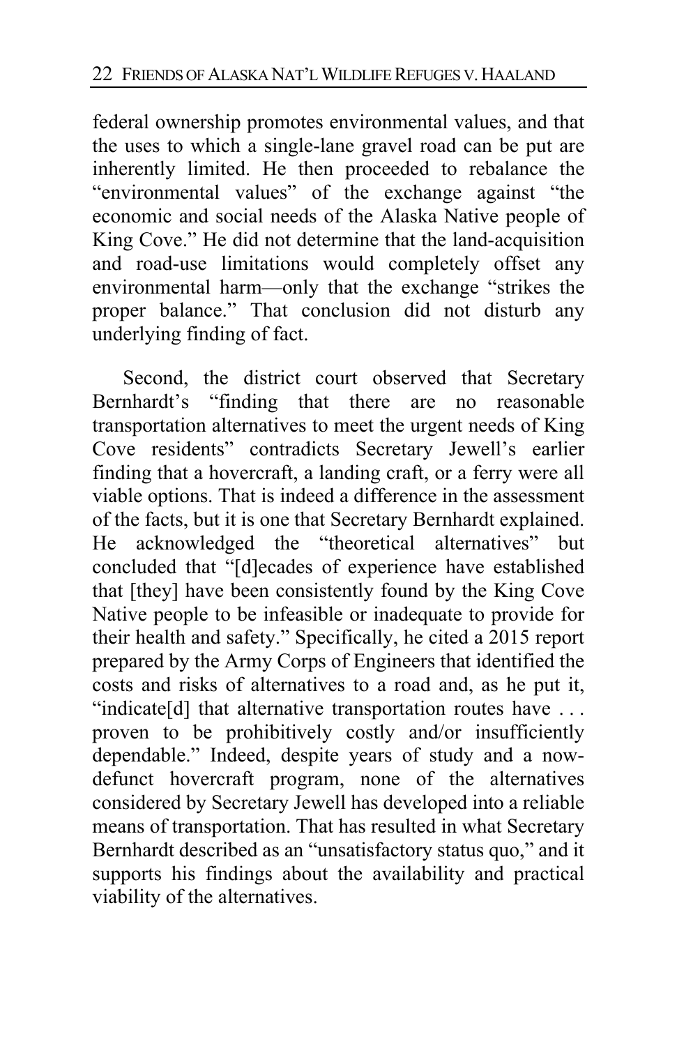federal ownership promotes environmental values, and that the uses to which a single-lane gravel road can be put are inherently limited. He then proceeded to rebalance the "environmental values" of the exchange against "the economic and social needs of the Alaska Native people of King Cove." He did not determine that the land-acquisition and road-use limitations would completely offset any environmental harm—only that the exchange "strikes the proper balance." That conclusion did not disturb any underlying finding of fact.

Second, the district court observed that Secretary Bernhardt's "finding that there are no reasonable transportation alternatives to meet the urgent needs of King Cove residents" contradicts Secretary Jewell's earlier finding that a hovercraft, a landing craft, or a ferry were all viable options. That is indeed a difference in the assessment of the facts, but it is one that Secretary Bernhardt explained. He acknowledged the "theoretical alternatives" but concluded that "[d]ecades of experience have established that [they] have been consistently found by the King Cove Native people to be infeasible or inadequate to provide for their health and safety." Specifically, he cited a 2015 report prepared by the Army Corps of Engineers that identified the costs and risks of alternatives to a road and, as he put it, "indicate[d] that alternative transportation routes have . . . proven to be prohibitively costly and/or insufficiently dependable." Indeed, despite years of study and a now-defunct hovercraft program, none of the alternatives considered by Secretary Jewell has developed into a reliable means of transportation. That has resulted in what Secretary Bernhardt described as an "unsatisfactory status quo," and it supports his findings about the availability and practical viability of the alternatives.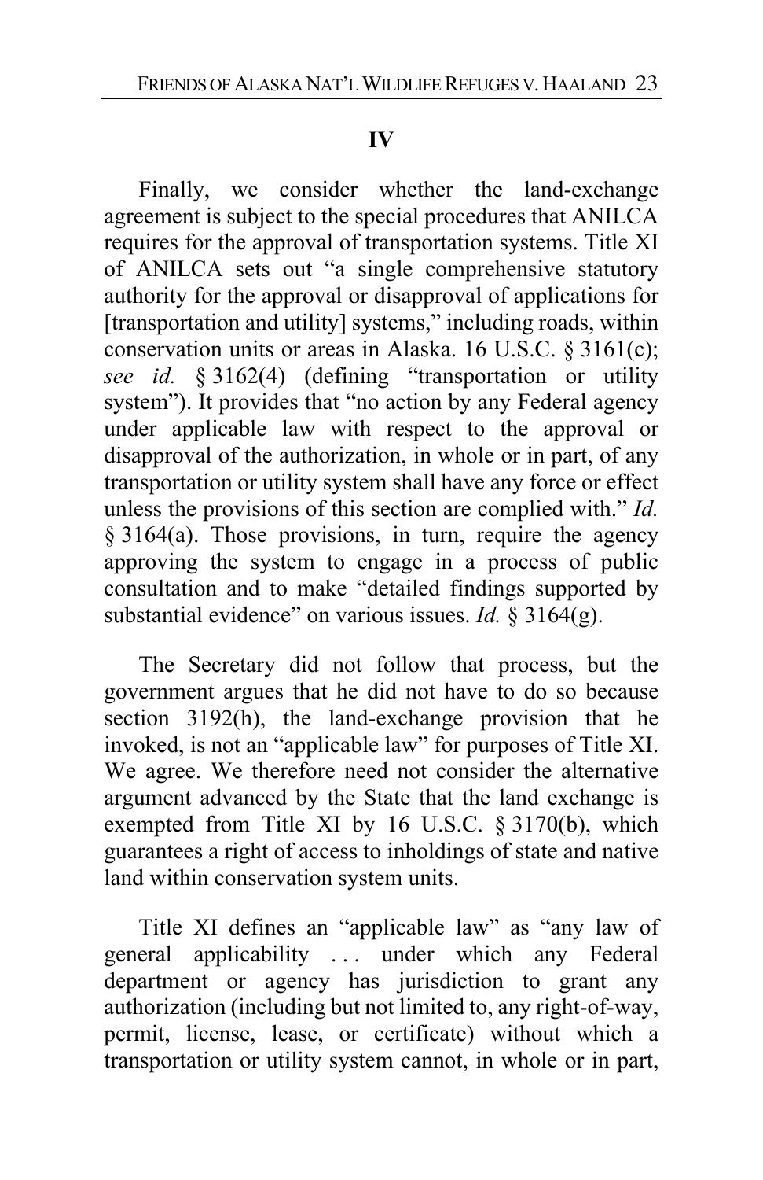## IV

Finally, we consider whether the land-exchange agreement is subject to the special procedures that ANILCA requires for the approval of transportation systems. Title XI of ANILCA sets out "a single comprehensive statutory authority for the approval or disapproval of applications for [transportation and utility] systems," including roads, within conservation units or areas in Alaska. 16 U.S.C. § 3161(c); *see id.* § 3162(4) (defining "transportation or utility system"). It provides that "no action by any Federal agency under applicable law with respect to the approval or disapproval of the authorization, in whole or in part, of any transportation or utility system shall have any force or effect unless the provisions of this section are complied with." *Id.* § 3164(a). Those provisions, in turn, require the agency approving the system to engage in a process of public consultation and to make "detailed findings supported by substantial evidence" on various issues. *Id.* § 3164(g).

The Secretary did not follow that process, but the government argues that he did not have to do so because section 3192(h), the land-exchange provision that he invoked, is not an "applicable law" for purposes of Title XI. We agree. We therefore need not consider the alternative argument advanced by the State that the land exchange is exempted from Title XI by 16 U.S.C. § 3170(b), which guarantees a right of access to inholdings of state and native land within conservation system units.

Title XI defines an "applicable law" as "any law of general applicability . . . under which any Federal department or agency has jurisdiction to grant any authorization (including but not limited to, any right-of-way, permit, license, lease, or certificate) without which a transportation or utility system cannot, in whole or in part,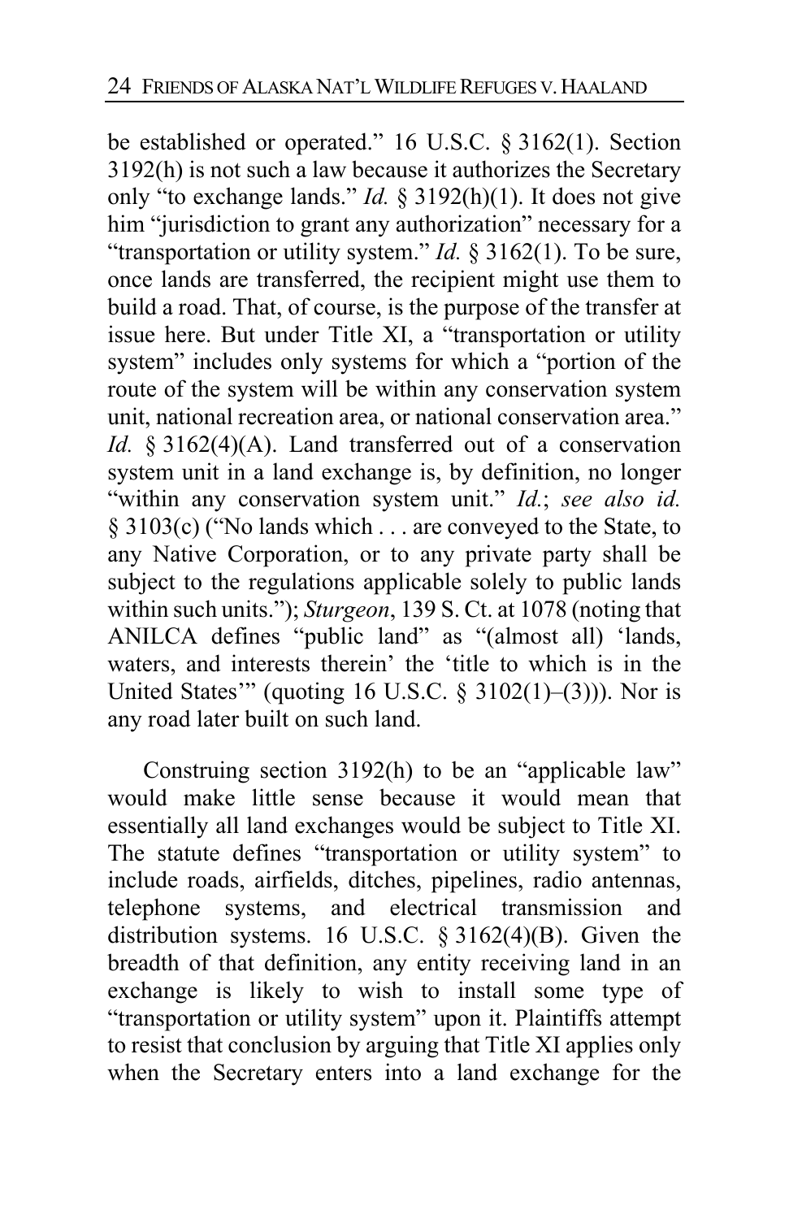be established or operated." 16 U.S.C. § 3162(1). Section 3192(h) is not such a law because it authorizes the Secretary only "to exchange lands." *Id.* § 3192(h)(1). It does not give him "jurisdiction to grant any authorization" necessary for a "transportation or utility system." *Id.* § 3162(1). To be sure, once lands are transferred, the recipient might use them to build a road. That, of course, is the purpose of the transfer at issue here. But under Title XI, a "transportation or utility system" includes only systems for which a "portion of the route of the system will be within any conservation system unit, national recreation area, or national conservation area." *Id.* § 3162(4)(A). Land transferred out of a conservation system unit in a land exchange is, by definition, no longer "within any conservation system unit." *Id.*; *see also id.* § 3103(c) ("No lands which . . . are conveyed to the State, to any Native Corporation, or to any private party shall be subject to the regulations applicable solely to public lands within such units."); *Sturgeon*, 139 S. Ct. at 1078 (noting that ANILCA defines "public land" as "(almost all) 'lands, waters, and interests therein' the 'title to which is in the United States'" (quoting 16 U.S.C. § 3102(1)–(3))). Nor is any road later built on such land.

Construing section 3192(h) to be an "applicable law" would make little sense because it would mean that essentially all land exchanges would be subject to Title XI. The statute defines "transportation or utility system" to include roads, airfields, ditches, pipelines, radio antennas, telephone systems, and electrical transmission and distribution systems. 16 U.S.C. § 3162(4)(B). Given the breadth of that definition, any entity receiving land in an exchange is likely to wish to install some type of "transportation or utility system" upon it. Plaintiffs attempt to resist that conclusion by arguing that Title XI applies only when the Secretary enters into a land exchange for the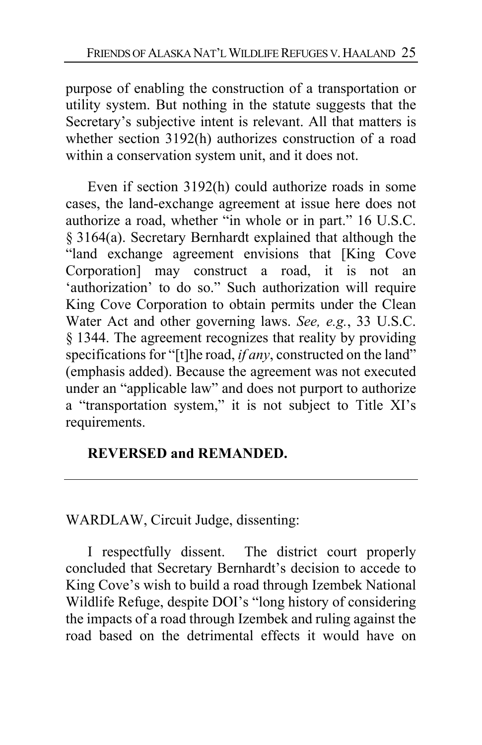purpose of enabling the construction of a transportation or utility system. But nothing in the statute suggests that the Secretary's subjective intent is relevant. All that matters is whether section 3192(h) authorizes construction of a road within a conservation system unit, and it does not.

Even if section 3192(h) could authorize roads in some cases, the land-exchange agreement at issue here does not authorize a road, whether "in whole or in part." 16 U.S.C. § 3164(a). Secretary Bernhardt explained that although the "land exchange agreement envisions that [King Cove Corporation] may construct a road, it is not an 'authorization' to do so." Such authorization will require King Cove Corporation to obtain permits under the Clean Water Act and other governing laws. *See, e.g.*, 33 U.S.C. § 1344. The agreement recognizes that reality by providing specifications for "[t]he road, *if any*, constructed on the land" (emphasis added). Because the agreement was not executed under an "applicable law" and does not purport to authorize a "transportation system," it is not subject to Title XI's requirements.

**REVERSED and REMANDED.**

---

WARDLAW, Circuit Judge, dissenting:

I respectfully dissent. The district court properly concluded that Secretary Bernhardt's decision to accede to King Cove's wish to build a road through Izembek National Wildlife Refuge, despite DOI's "long history of considering the impacts of a road through Izembek and ruling against the road based on the detrimental effects it would have on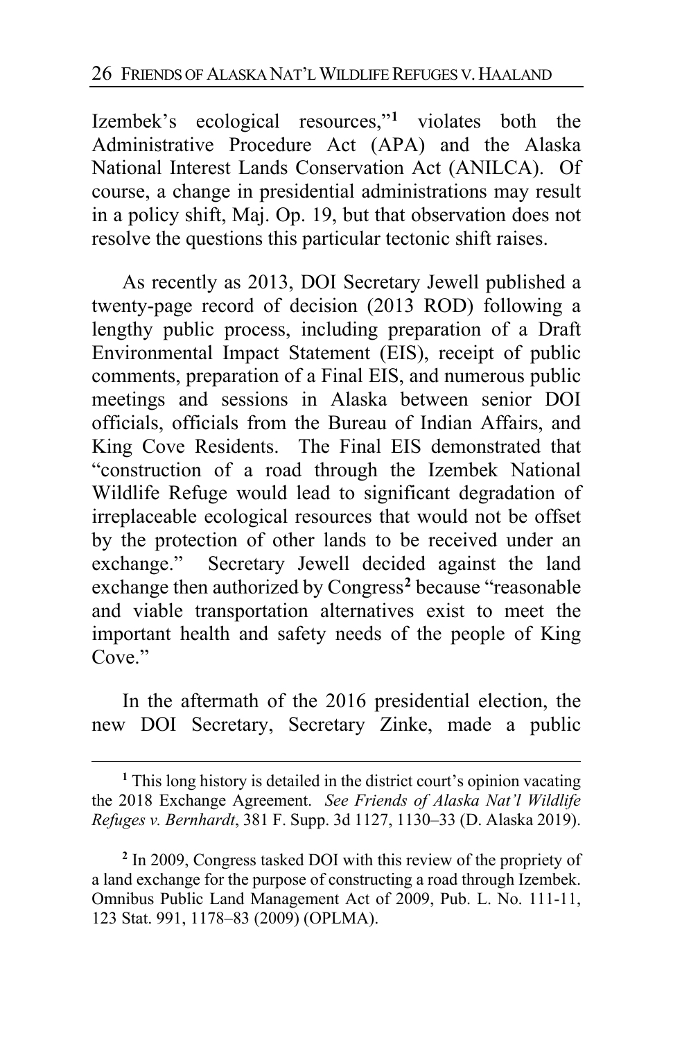Izembek's ecological resources,"[1] violates both the Administrative Procedure Act (APA) and the Alaska National Interest Lands Conservation Act (ANILCA). Of course, a change in presidential administrations may result in a policy shift, Maj. Op. 19, but that observation does not resolve the questions this particular tectonic shift raises.

As recently as 2013, DOI Secretary Jewell published a twenty-page record of decision (2013 ROD) following a lengthy public process, including preparation of a Draft Environmental Impact Statement (EIS), receipt of public comments, preparation of a Final EIS, and numerous public meetings and sessions in Alaska between senior DOI officials, officials from the Bureau of Indian Affairs, and King Cove Residents. The Final EIS demonstrated that "construction of a road through the Izembek National Wildlife Refuge would lead to significant degradation of irreplaceable ecological resources that would not be offset by the protection of other lands to be received under an exchange." Secretary Jewell decided against the land exchange then authorized by Congress[2] because "reasonable and viable transportation alternatives exist to meet the important health and safety needs of the people of King Cove."

In the aftermath of the 2016 presidential election, the new DOI Secretary, Secretary Zinke, made a public

---

[1] This long history is detailed in the district court's opinion vacating the 2018 Exchange Agreement. *See Friends of Alaska Nat'l Wildlife Refuges v. Bernhardt*, 381 F. Supp. 3d 1127, 1130–33 (D. Alaska 2019).

[2] In 2009, Congress tasked DOI with this review of the propriety of a land exchange for the purpose of constructing a road through Izembek. Omnibus Public Land Management Act of 2009, Pub. L. No. 111-11, 123 Stat. 991, 1178–83 (2009) (OPLMA).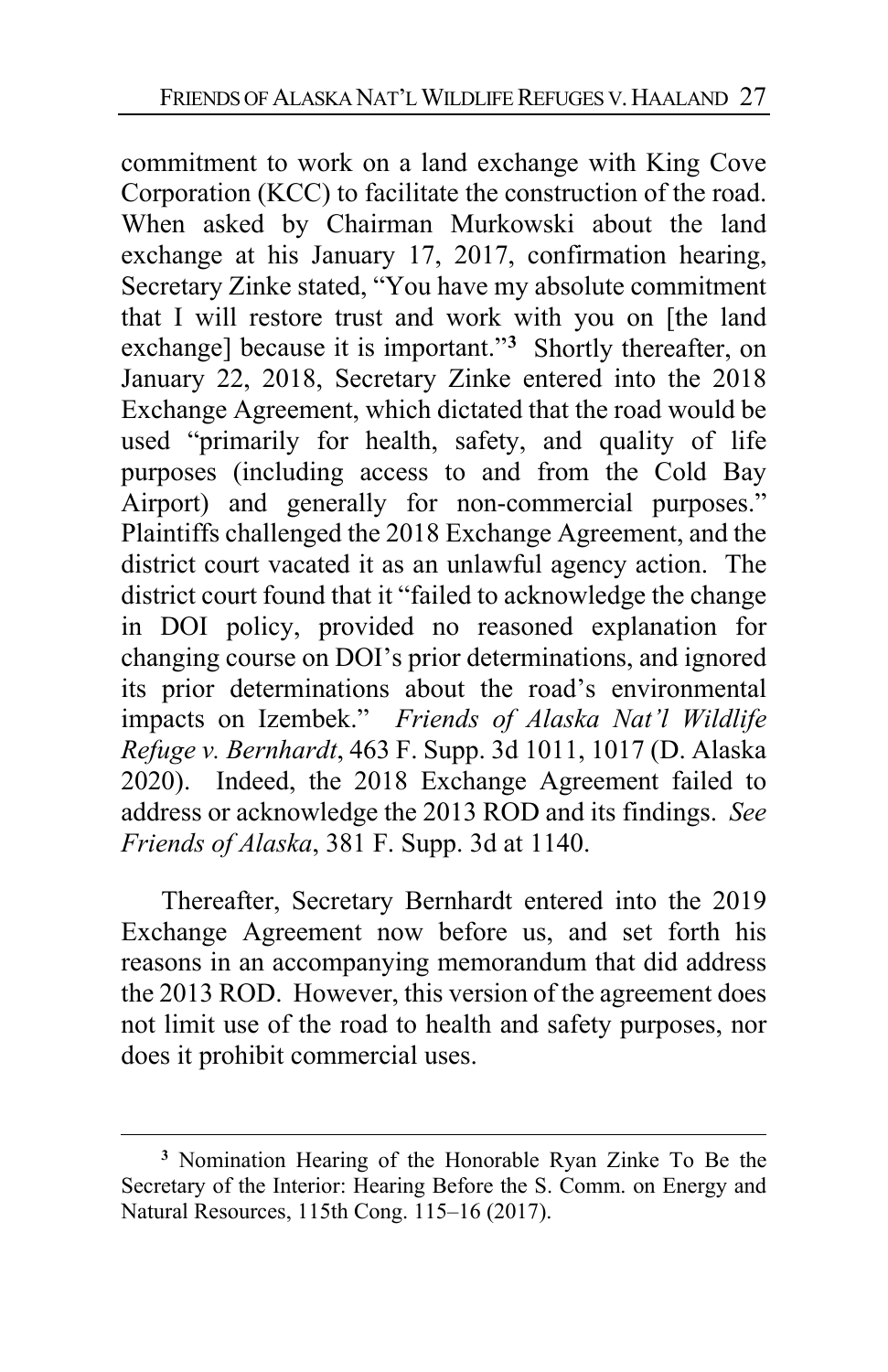commitment to work on a land exchange with King Cove Corporation (KCC) to facilitate the construction of the road. When asked by Chairman Murkowski about the land exchange at his January 17, 2017, confirmation hearing, Secretary Zinke stated, "You have my absolute commitment that I will restore trust and work with you on [the land exchange] because it is important."[3] Shortly thereafter, on January 22, 2018, Secretary Zinke entered into the 2018 Exchange Agreement, which dictated that the road would be used "primarily for health, safety, and quality of life purposes (including access to and from the Cold Bay Airport) and generally for non-commercial purposes." Plaintiffs challenged the 2018 Exchange Agreement, and the district court vacated it as an unlawful agency action. The district court found that it "failed to acknowledge the change in DOI policy, provided no reasoned explanation for changing course on DOI's prior determinations, and ignored its prior determinations about the road's environmental impacts on Izembek." *Friends of Alaska Nat'l Wildlife Refuge v. Bernhardt*, 463 F. Supp. 3d 1011, 1017 (D. Alaska 2020). Indeed, the 2018 Exchange Agreement failed to address or acknowledge the 2013 ROD and its findings. *See Friends of Alaska*, 381 F. Supp. 3d at 1140.

Thereafter, Secretary Bernhardt entered into the 2019 Exchange Agreement now before us, and set forth his reasons in an accompanying memorandum that did address the 2013 ROD. However, this version of the agreement does not limit use of the road to health and safety purposes, nor does it prohibit commercial uses.

---

[3] Nomination Hearing of the Honorable Ryan Zinke To Be the Secretary of the Interior: Hearing Before the S. Comm. on Energy and Natural Resources, 115th Cong. 115–16 (2017).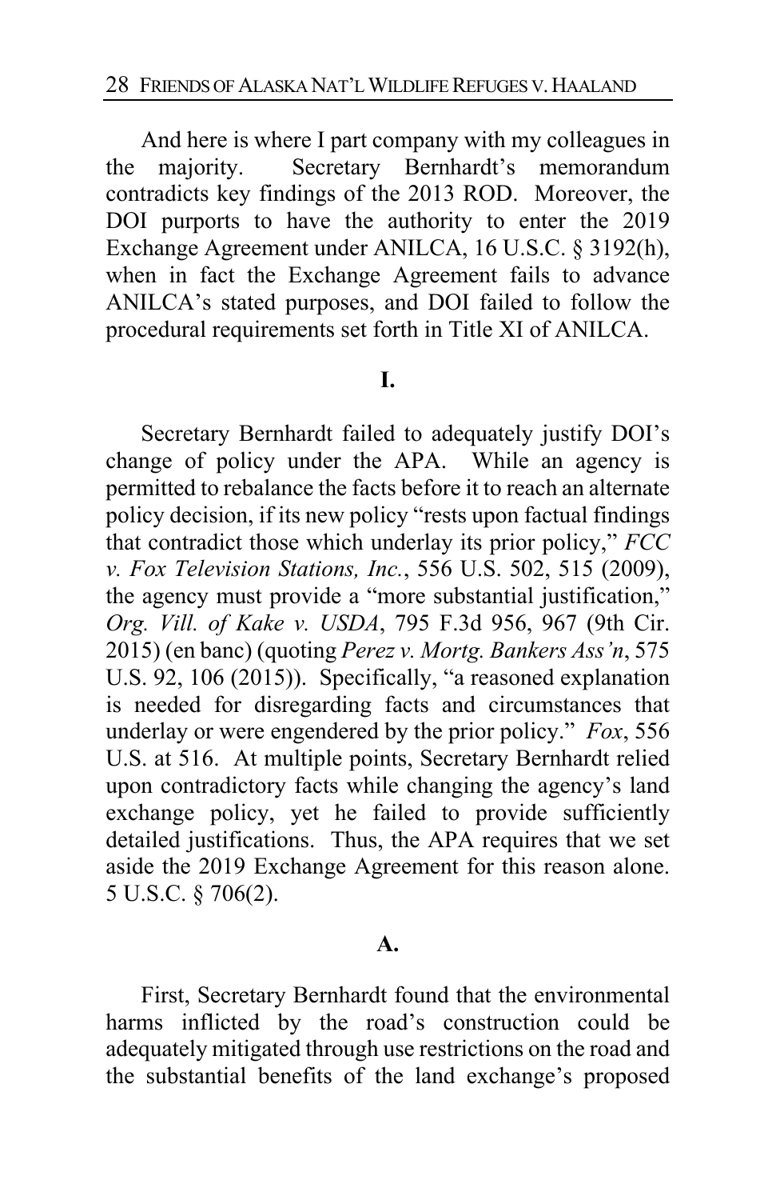And here is where I part company with my colleagues in the majority. Secretary Bernhardt's memorandum contradicts key findings of the 2013 ROD. Moreover, the DOI purports to have the authority to enter the 2019 Exchange Agreement under ANILCA, 16 U.S.C. § 3192(h), when in fact the Exchange Agreement fails to advance ANILCA's stated purposes, and DOI failed to follow the procedural requirements set forth in Title XI of ANILCA.

## I.

Secretary Bernhardt failed to adequately justify DOI's change of policy under the APA. While an agency is permitted to rebalance the facts before it to reach an alternate policy decision, if its new policy "rests upon factual findings that contradict those which underlay its prior policy," *FCC v. Fox Television Stations, Inc.*, 556 U.S. 502, 515 (2009), the agency must provide a "more substantial justification," *Org. Vill. of Kake v. USDA*, 795 F.3d 956, 967 (9th Cir. 2015) (en banc) (quoting *Perez v. Mortg. Bankers Ass'n*, 575 U.S. 92, 106 (2015)). Specifically, "a reasoned explanation is needed for disregarding facts and circumstances that underlay or were engendered by the prior policy." *Fox*, 556 U.S. at 516. At multiple points, Secretary Bernhardt relied upon contradictory facts while changing the agency's land exchange policy, yet he failed to provide sufficiently detailed justifications. Thus, the APA requires that we set aside the 2019 Exchange Agreement for this reason alone. 5 U.S.C. § 706(2).

### A.

First, Secretary Bernhardt found that the environmental harms inflicted by the road's construction could be adequately mitigated through use restrictions on the road and the substantial benefits of the land exchange's proposed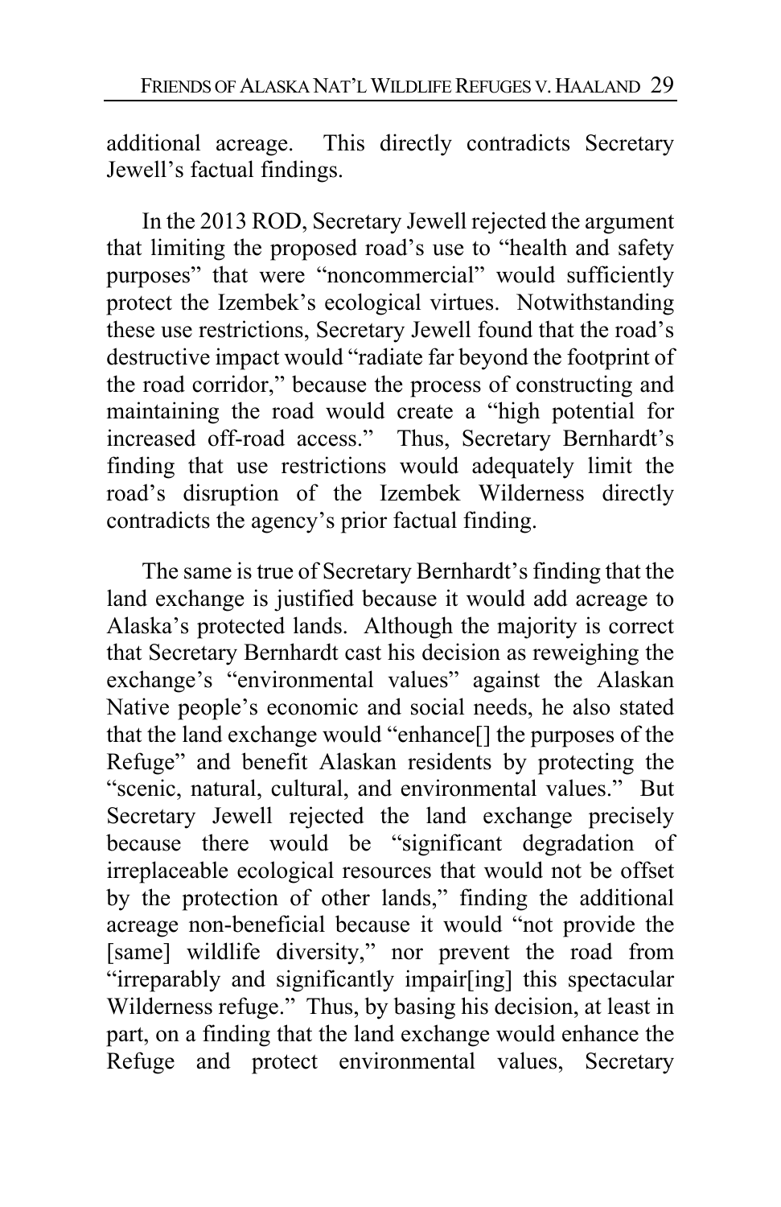additional acreage. This directly contradicts Secretary Jewell's factual findings.

In the 2013 ROD, Secretary Jewell rejected the argument that limiting the proposed road's use to "health and safety purposes" that were "noncommercial" would sufficiently protect the Izembek's ecological virtues. Notwithstanding these use restrictions, Secretary Jewell found that the road's destructive impact would "radiate far beyond the footprint of the road corridor," because the process of constructing and maintaining the road would create a "high potential for increased off-road access." Thus, Secretary Bernhardt's finding that use restrictions would adequately limit the road's disruption of the Izembek Wilderness directly contradicts the agency's prior factual finding.

The same is true of Secretary Bernhardt's finding that the land exchange is justified because it would add acreage to Alaska's protected lands. Although the majority is correct that Secretary Bernhardt cast his decision as reweighing the exchange's "environmental values" against the Alaskan Native people's economic and social needs, he also stated that the land exchange would "enhance[] the purposes of the Refuge" and benefit Alaskan residents by protecting the "scenic, natural, cultural, and environmental values." But Secretary Jewell rejected the land exchange precisely because there would be "significant degradation of irreplaceable ecological resources that would not be offset by the protection of other lands," finding the additional acreage non-beneficial because it would "not provide the [same] wildlife diversity," nor prevent the road from "irreparably and significantly impair[ing] this spectacular Wilderness refuge." Thus, by basing his decision, at least in part, on a finding that the land exchange would enhance the Refuge and protect environmental values, Secretary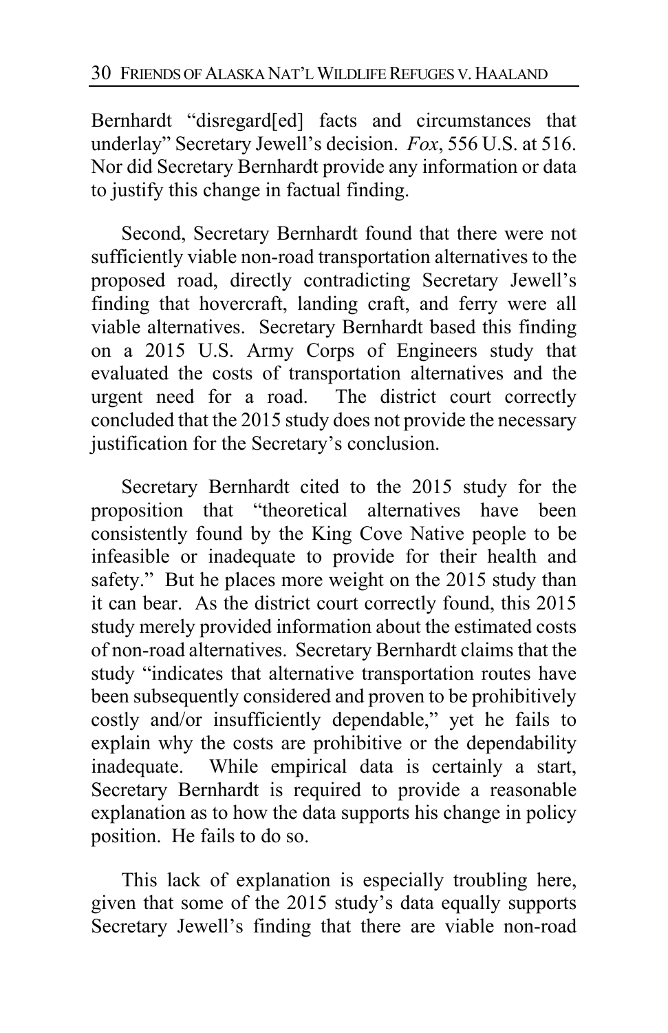Bernhardt "disregard[ed] facts and circumstances that underlay" Secretary Jewell's decision. *Fox*, 556 U.S. at 516. Nor did Secretary Bernhardt provide any information or data to justify this change in factual finding.

Second, Secretary Bernhardt found that there were not sufficiently viable non-road transportation alternatives to the proposed road, directly contradicting Secretary Jewell's finding that hovercraft, landing craft, and ferry were all viable alternatives. Secretary Bernhardt based this finding on a 2015 U.S. Army Corps of Engineers study that evaluated the costs of transportation alternatives and the urgent need for a road. The district court correctly concluded that the 2015 study does not provide the necessary justification for the Secretary's conclusion.

Secretary Bernhardt cited to the 2015 study for the proposition that "theoretical alternatives have been consistently found by the King Cove Native people to be infeasible or inadequate to provide for their health and safety." But he places more weight on the 2015 study than it can bear. As the district court correctly found, this 2015 study merely provided information about the estimated costs of non-road alternatives. Secretary Bernhardt claims that the study "indicates that alternative transportation routes have been subsequently considered and proven to be prohibitively costly and/or insufficiently dependable," yet he fails to explain why the costs are prohibitive or the dependability inadequate. While empirical data is certainly a start, Secretary Bernhardt is required to provide a reasonable explanation as to how the data supports his change in policy position. He fails to do so.

This lack of explanation is especially troubling here, given that some of the 2015 study's data equally supports Secretary Jewell's finding that there are viable non-road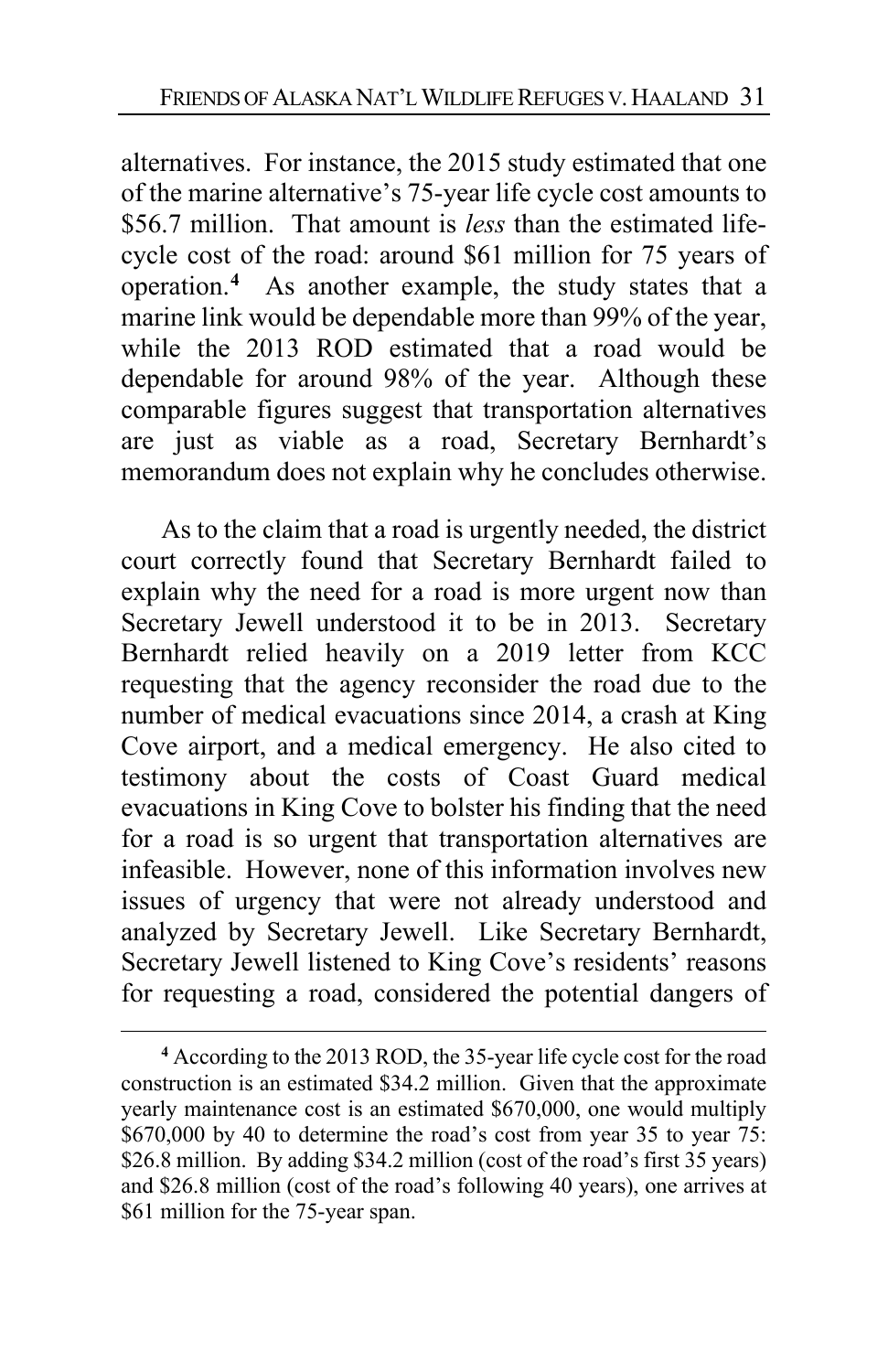alternatives. For instance, the 2015 study estimated that one of the marine alternative's 75-year life cycle cost amounts to \$56.7 million. That amount is *less* than the estimated life-cycle cost of the road: around \$61 million for 75 years of operation.[4] As another example, the study states that a marine link would be dependable more than 99% of the year, while the 2013 ROD estimated that a road would be dependable for around 98% of the year. Although these comparable figures suggest that transportation alternatives are just as viable as a road, Secretary Bernhardt's memorandum does not explain why he concludes otherwise.

As to the claim that a road is urgently needed, the district court correctly found that Secretary Bernhardt failed to explain why the need for a road is more urgent now than Secretary Jewell understood it to be in 2013. Secretary Bernhardt relied heavily on a 2019 letter from KCC requesting that the agency reconsider the road due to the number of medical evacuations since 2014, a crash at King Cove airport, and a medical emergency. He also cited to testimony about the costs of Coast Guard medical evacuations in King Cove to bolster his finding that the need for a road is so urgent that transportation alternatives are infeasible. However, none of this information involves new issues of urgency that were not already understood and analyzed by Secretary Jewell. Like Secretary Bernhardt, Secretary Jewell listened to King Cove's residents' reasons for requesting a road, considered the potential dangers of

[4] According to the 2013 ROD, the 35-year life cycle cost for the road construction is an estimated \$34.2 million. Given that the approximate yearly maintenance cost is an estimated \$670,000, one would multiply \$670,000 by 40 to determine the road's cost from year 35 to year 75: \$26.8 million. By adding \$34.2 million (cost of the road's first 35 years) and \$26.8 million (cost of the road's following 40 years), one arrives at \$61 million for the 75-year span.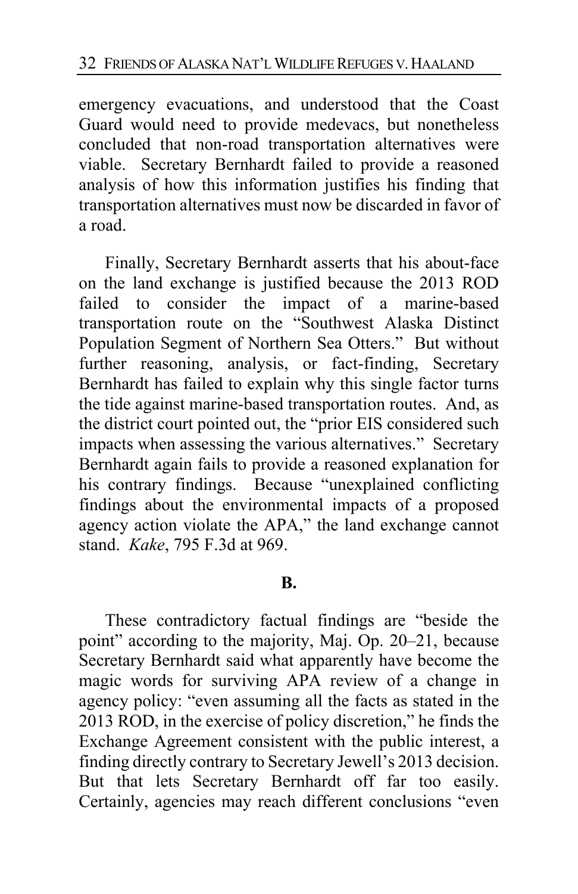emergency evacuations, and understood that the Coast Guard would need to provide medevacs, but nonetheless concluded that non-road transportation alternatives were viable. Secretary Bernhardt failed to provide a reasoned analysis of how this information justifies his finding that transportation alternatives must now be discarded in favor of a road.

Finally, Secretary Bernhardt asserts that his about-face on the land exchange is justified because the 2013 ROD failed to consider the impact of a marine-based transportation route on the "Southwest Alaska Distinct Population Segment of Northern Sea Otters." But without further reasoning, analysis, or fact-finding, Secretary Bernhardt has failed to explain why this single factor turns the tide against marine-based transportation routes. And, as the district court pointed out, the "prior EIS considered such impacts when assessing the various alternatives." Secretary Bernhardt again fails to provide a reasoned explanation for his contrary findings. Because "unexplained conflicting findings about the environmental impacts of a proposed agency action violate the APA," the land exchange cannot stand. *Kake*, 795 F.3d at 969.

**B.**

These contradictory factual findings are "beside the point" according to the majority, Maj. Op. 20–21, because Secretary Bernhardt said what apparently have become the magic words for surviving APA review of a change in agency policy: "even assuming all the facts as stated in the 2013 ROD, in the exercise of policy discretion," he finds the Exchange Agreement consistent with the public interest, a finding directly contrary to Secretary Jewell's 2013 decision. But that lets Secretary Bernhardt off far too easily. Certainly, agencies may reach different conclusions "even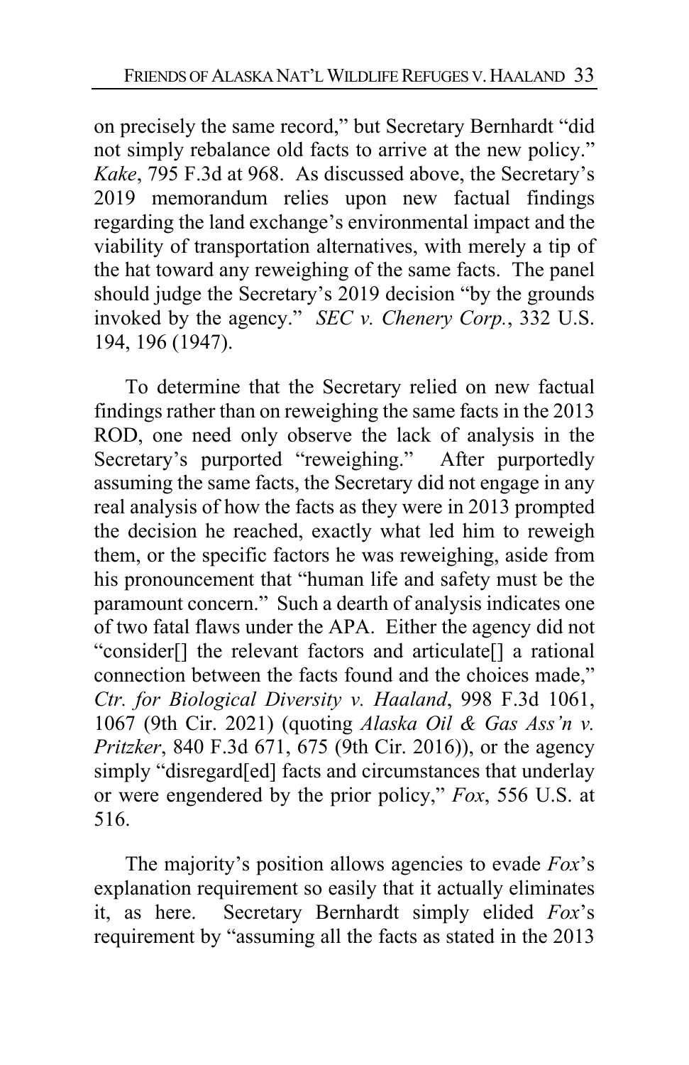on precisely the same record," but Secretary Bernhardt "did not simply rebalance old facts to arrive at the new policy." *Kake*, 795 F.3d at 968. As discussed above, the Secretary's 2019 memorandum relies upon new factual findings regarding the land exchange's environmental impact and the viability of transportation alternatives, with merely a tip of the hat toward any reweighing of the same facts. The panel should judge the Secretary's 2019 decision "by the grounds invoked by the agency." *SEC v. Chenery Corp.*, 332 U.S. 194, 196 (1947).

To determine that the Secretary relied on new factual findings rather than on reweighing the same facts in the 2013 ROD, one need only observe the lack of analysis in the Secretary's purported "reweighing." After purportedly assuming the same facts, the Secretary did not engage in any real analysis of how the facts as they were in 2013 prompted the decision he reached, exactly what led him to reweigh them, or the specific factors he was reweighing, aside from his pronouncement that "human life and safety must be the paramount concern." Such a dearth of analysis indicates one of two fatal flaws under the APA. Either the agency did not "consider[] the relevant factors and articulate[] a rational connection between the facts found and the choices made," *Ctr. for Biological Diversity v. Haaland*, 998 F.3d 1061, 1067 (9th Cir. 2021) (quoting *Alaska Oil & Gas Ass'n v. Pritzker*, 840 F.3d 671, 675 (9th Cir. 2016)), or the agency simply "disregard[ed] facts and circumstances that underlay or were engendered by the prior policy," *Fox*, 556 U.S. at 516.

The majority's position allows agencies to evade *Fox*'s explanation requirement so easily that it actually eliminates it, as here. Secretary Bernhardt simply elided *Fox*'s requirement by "assuming all the facts as stated in the 2013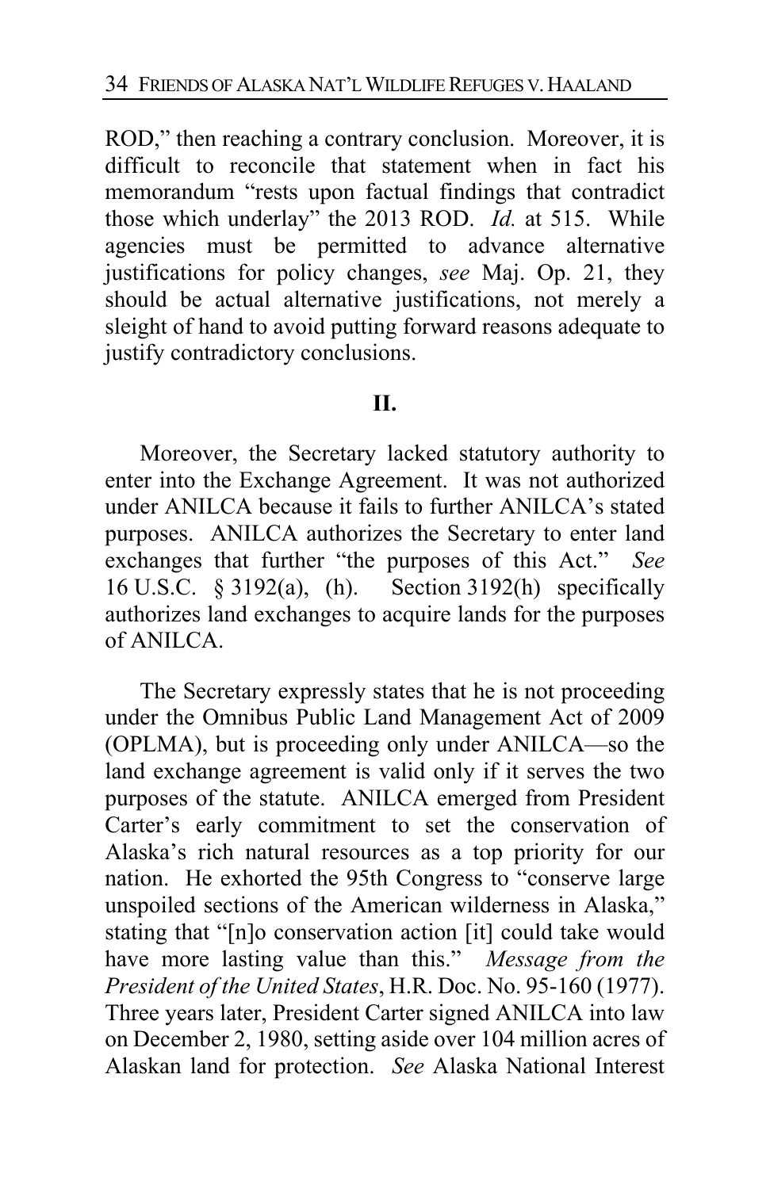ROD," then reaching a contrary conclusion. Moreover, it is difficult to reconcile that statement when in fact his memorandum "rests upon factual findings that contradict those which underlay" the 2013 ROD. *Id.* at 515. While agencies must be permitted to advance alternative justifications for policy changes, *see* Maj. Op. 21, they should be actual alternative justifications, not merely a sleight of hand to avoid putting forward reasons adequate to justify contradictory conclusions.

## II.

Moreover, the Secretary lacked statutory authority to enter into the Exchange Agreement. It was not authorized under ANILCA because it fails to further ANILCA's stated purposes. ANILCA authorizes the Secretary to enter land exchanges that further "the purposes of this Act." *See* 16 U.S.C. § 3192(a), (h). Section 3192(h) specifically authorizes land exchanges to acquire lands for the purposes of ANILCA.

The Secretary expressly states that he is not proceeding under the Omnibus Public Land Management Act of 2009 (OPLMA), but is proceeding only under ANILCA—so the land exchange agreement is valid only if it serves the two purposes of the statute. ANILCA emerged from President Carter's early commitment to set the conservation of Alaska's rich natural resources as a top priority for our nation. He exhorted the 95th Congress to "conserve large unspoiled sections of the American wilderness in Alaska," stating that "[n]o conservation action [it] could take would have more lasting value than this." *Message from the President of the United States*, H.R. Doc. No. 95-160 (1977). Three years later, President Carter signed ANILCA into law on December 2, 1980, setting aside over 104 million acres of Alaskan land for protection. *See* Alaska National Interest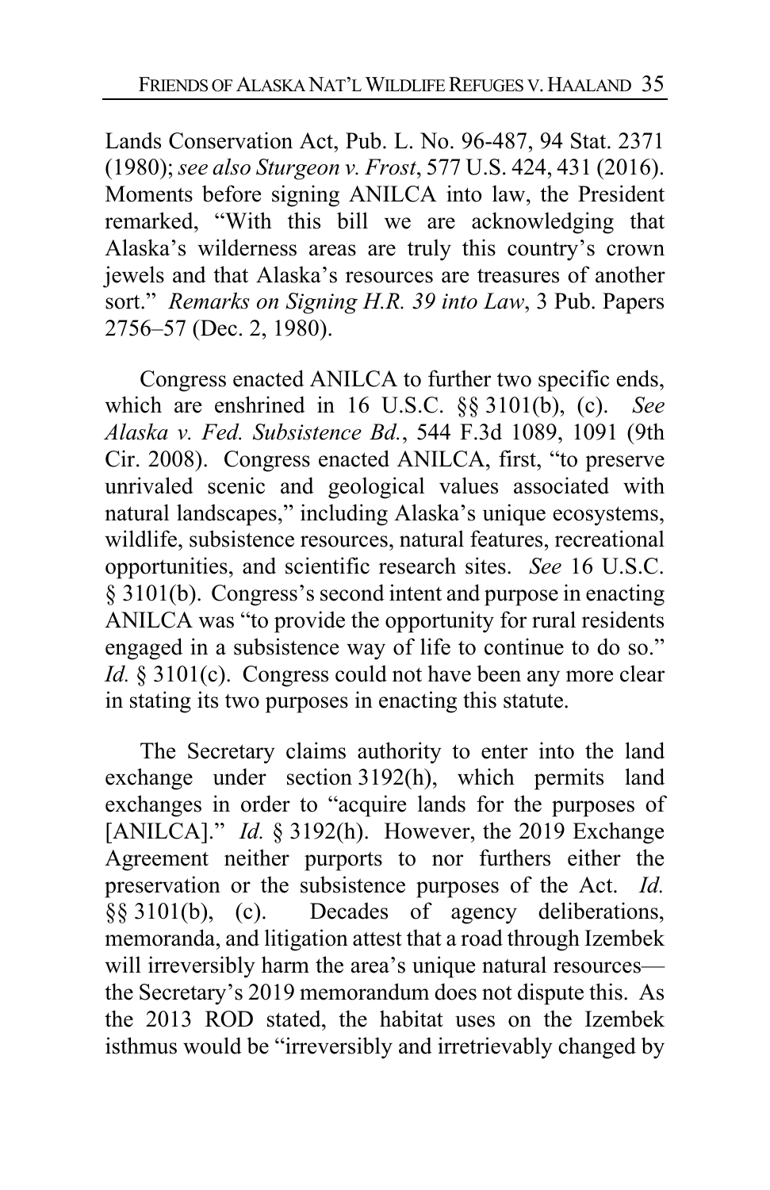Lands Conservation Act, Pub. L. No. 96-487, 94 Stat. 2371 (1980); *see also Sturgeon v. Frost*, 577 U.S. 424, 431 (2016). Moments before signing ANILCA into law, the President remarked, "With this bill we are acknowledging that Alaska's wilderness areas are truly this country's crown jewels and that Alaska's resources are treasures of another sort." *Remarks on Signing H.R. 39 into Law*, 3 Pub. Papers 2756–57 (Dec. 2, 1980).

Congress enacted ANILCA to further two specific ends, which are enshrined in 16 U.S.C. §§ 3101(b), (c). *See Alaska v. Fed. Subsistence Bd.*, 544 F.3d 1089, 1091 (9th Cir. 2008). Congress enacted ANILCA, first, "to preserve unrivaled scenic and geological values associated with natural landscapes," including Alaska's unique ecosystems, wildlife, subsistence resources, natural features, recreational opportunities, and scientific research sites. *See* 16 U.S.C. § 3101(b). Congress's second intent and purpose in enacting ANILCA was "to provide the opportunity for rural residents engaged in a subsistence way of life to continue to do so." *Id.* § 3101(c). Congress could not have been any more clear in stating its two purposes in enacting this statute.

The Secretary claims authority to enter into the land exchange under section 3192(h), which permits land exchanges in order to "acquire lands for the purposes of [ANILCA]." *Id.* § 3192(h). However, the 2019 Exchange Agreement neither purports to nor furthers either the preservation or the subsistence purposes of the Act. *Id.* §§ 3101(b), (c). Decades of agency deliberations, memoranda, and litigation attest that a road through Izembek will irreversibly harm the area's unique natural resources—the Secretary's 2019 memorandum does not dispute this. As the 2013 ROD stated, the habitat uses on the Izembek isthmus would be "irreversibly and irretrievably changed by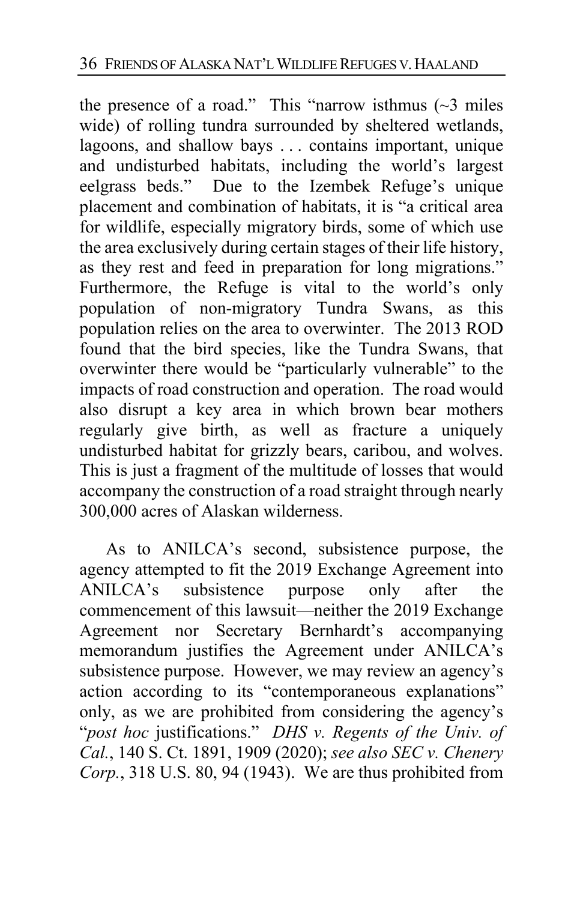the presence of a road." This "narrow isthmus (~3 miles wide) of rolling tundra surrounded by sheltered wetlands, lagoons, and shallow bays . . . contains important, unique and undisturbed habitats, including the world's largest eelgrass beds." Due to the Izembek Refuge's unique placement and combination of habitats, it is "a critical area for wildlife, especially migratory birds, some of which use the area exclusively during certain stages of their life history, as they rest and feed in preparation for long migrations." Furthermore, the Refuge is vital to the world's only population of non-migratory Tundra Swans, as this population relies on the area to overwinter. The 2013 ROD found that the bird species, like the Tundra Swans, that overwinter there would be "particularly vulnerable" to the impacts of road construction and operation. The road would also disrupt a key area in which brown bear mothers regularly give birth, as well as fracture a uniquely undisturbed habitat for grizzly bears, caribou, and wolves. This is just a fragment of the multitude of losses that would accompany the construction of a road straight through nearly 300,000 acres of Alaskan wilderness.

As to ANILCA's second, subsistence purpose, the agency attempted to fit the 2019 Exchange Agreement into ANILCA's subsistence purpose only after the commencement of this lawsuit—neither the 2019 Exchange Agreement nor Secretary Bernhardt's accompanying memorandum justifies the Agreement under ANILCA's subsistence purpose. However, we may review an agency's action according to its "contemporaneous explanations" only, as we are prohibited from considering the agency's "*post hoc* justifications." *DHS v. Regents of the Univ. of Cal.*, 140 S. Ct. 1891, 1909 (2020); *see also SEC v. Chenery Corp.*, 318 U.S. 80, 94 (1943). We are thus prohibited from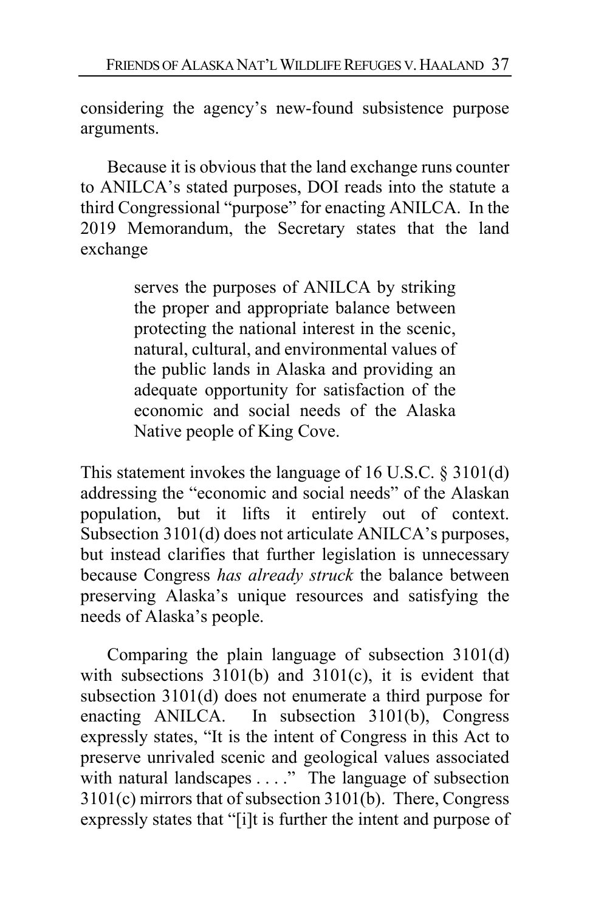considering the agency's new-found subsistence purpose arguments.

Because it is obvious that the land exchange runs counter to ANILCA's stated purposes, DOI reads into the statute a third Congressional "purpose" for enacting ANILCA. In the 2019 Memorandum, the Secretary states that the land exchange

> serves the purposes of ANILCA by striking the proper and appropriate balance between protecting the national interest in the scenic, natural, cultural, and environmental values of the public lands in Alaska and providing an adequate opportunity for satisfaction of the economic and social needs of the Alaska Native people of King Cove.

This statement invokes the language of 16 U.S.C. § 3101(d) addressing the "economic and social needs" of the Alaskan population, but it lifts it entirely out of context. Subsection 3101(d) does not articulate ANILCA's purposes, but instead clarifies that further legislation is unnecessary because Congress *has already struck* the balance between preserving Alaska's unique resources and satisfying the needs of Alaska's people.

Comparing the plain language of subsection 3101(d) with subsections 3101(b) and 3101(c), it is evident that subsection 3101(d) does not enumerate a third purpose for enacting ANILCA. In subsection 3101(b), Congress expressly states, "It is the intent of Congress in this Act to preserve unrivaled scenic and geological values associated with natural landscapes . . . ." The language of subsection 3101(c) mirrors that of subsection 3101(b). There, Congress expressly states that "[i]t is further the intent and purpose of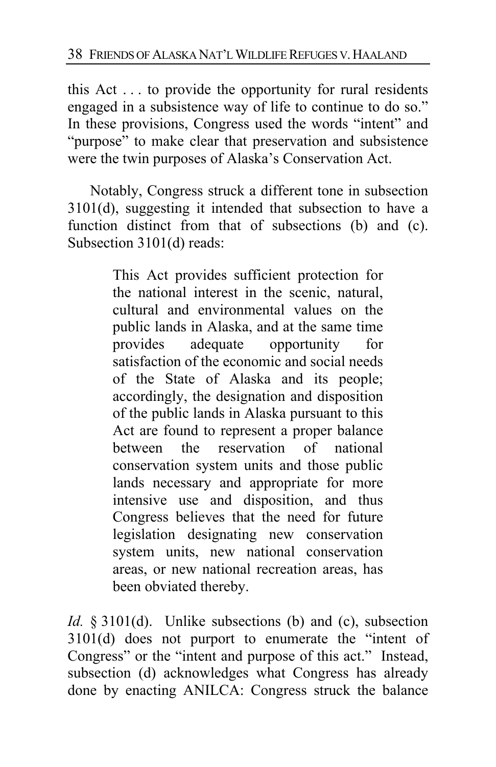this Act . . . to provide the opportunity for rural residents engaged in a subsistence way of life to continue to do so." In these provisions, Congress used the words "intent" and "purpose" to make clear that preservation and subsistence were the twin purposes of Alaska's Conservation Act.

Notably, Congress struck a different tone in subsection 3101(d), suggesting it intended that subsection to have a function distinct from that of subsections (b) and (c). Subsection 3101(d) reads:

> This Act provides sufficient protection for the national interest in the scenic, natural, cultural and environmental values on the public lands in Alaska, and at the same time provides adequate opportunity for satisfaction of the economic and social needs of the State of Alaska and its people; accordingly, the designation and disposition of the public lands in Alaska pursuant to this Act are found to represent a proper balance between the reservation of national conservation system units and those public lands necessary and appropriate for more intensive use and disposition, and thus Congress believes that the need for future legislation designating new conservation system units, new national conservation areas, or new national recreation areas, has been obviated thereby.

*Id.* § 3101(d). Unlike subsections (b) and (c), subsection 3101(d) does not purport to enumerate the "intent of Congress" or the "intent and purpose of this act." Instead, subsection (d) acknowledges what Congress has already done by enacting ANILCA: Congress struck the balance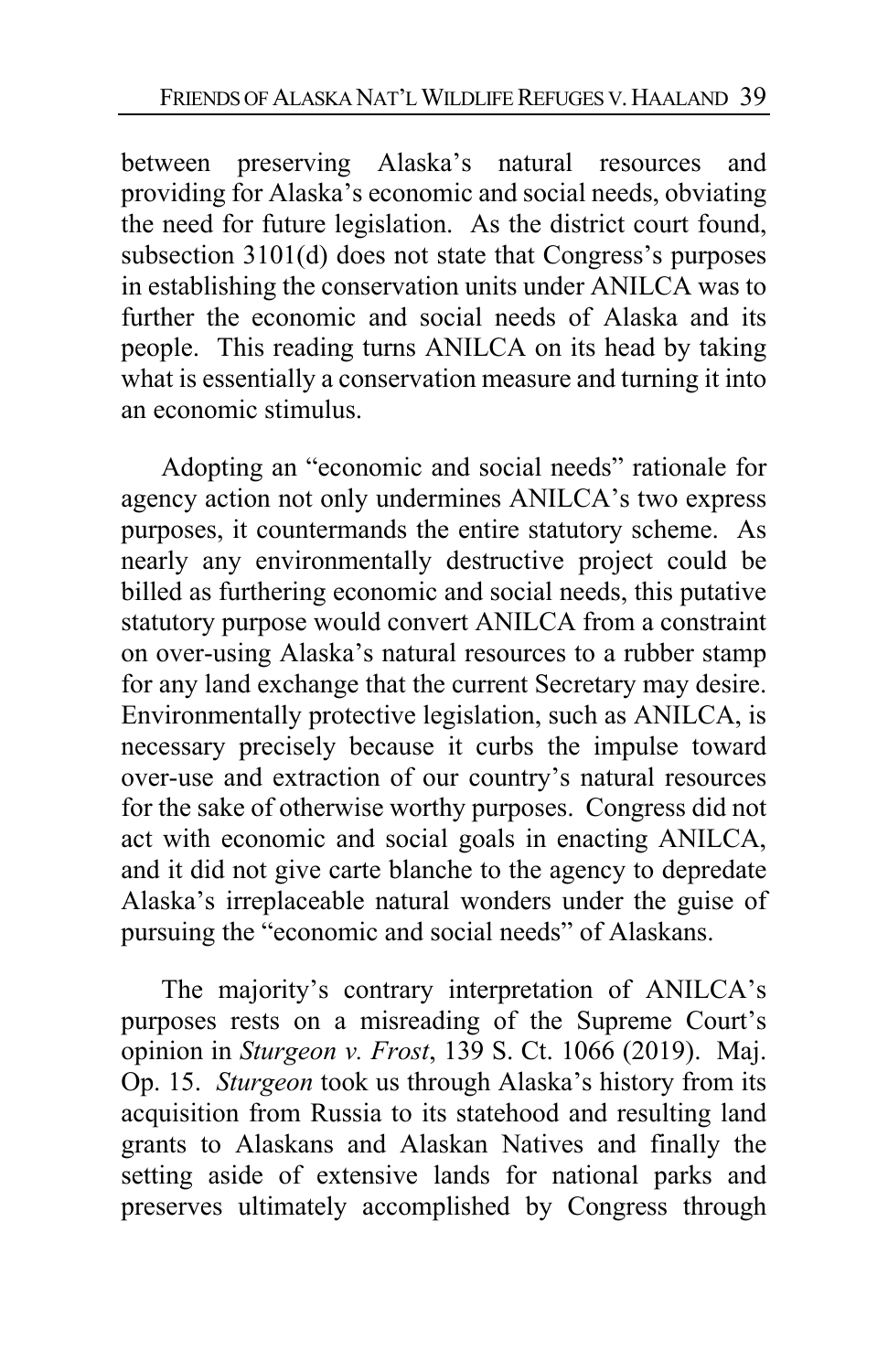between preserving Alaska's natural resources and providing for Alaska's economic and social needs, obviating the need for future legislation. As the district court found, subsection 3101(d) does not state that Congress's purposes in establishing the conservation units under ANILCA was to further the economic and social needs of Alaska and its people. This reading turns ANILCA on its head by taking what is essentially a conservation measure and turning it into an economic stimulus.

Adopting an "economic and social needs" rationale for agency action not only undermines ANILCA's two express purposes, it countermands the entire statutory scheme. As nearly any environmentally destructive project could be billed as furthering economic and social needs, this putative statutory purpose would convert ANILCA from a constraint on over-using Alaska's natural resources to a rubber stamp for any land exchange that the current Secretary may desire. Environmentally protective legislation, such as ANILCA, is necessary precisely because it curbs the impulse toward over-use and extraction of our country's natural resources for the sake of otherwise worthy purposes. Congress did not act with economic and social goals in enacting ANILCA, and it did not give carte blanche to the agency to depredate Alaska's irreplaceable natural wonders under the guise of pursuing the "economic and social needs" of Alaskans.

The majority's contrary interpretation of ANILCA's purposes rests on a misreading of the Supreme Court's opinion in *Sturgeon v. Frost*, 139 S. Ct. 1066 (2019). Maj. Op. 15. *Sturgeon* took us through Alaska's history from its acquisition from Russia to its statehood and resulting land grants to Alaskans and Alaskan Natives and finally the setting aside of extensive lands for national parks and preserves ultimately accomplished by Congress through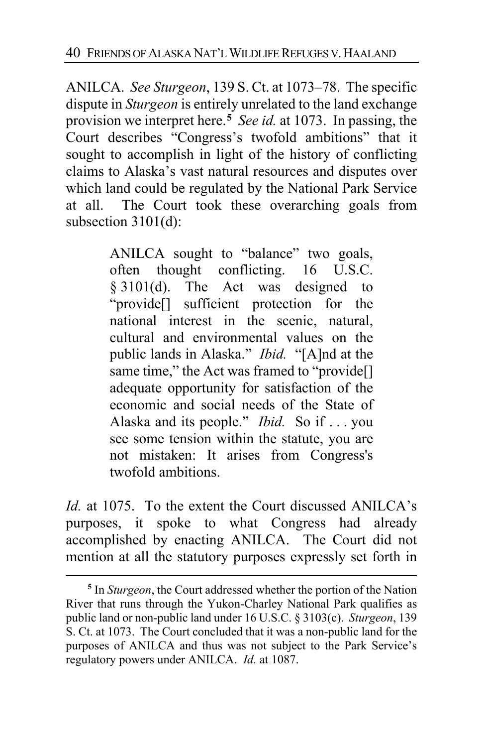ANILCA. *See Sturgeon*, 139 S. Ct. at 1073–78. The specific dispute in *Sturgeon* is entirely unrelated to the land exchange provision we interpret here.[5] *See id.* at 1073. In passing, the Court describes "Congress's twofold ambitions" that it sought to accomplish in light of the history of conflicting claims to Alaska's vast natural resources and disputes over which land could be regulated by the National Park Service at all. The Court took these overarching goals from subsection 3101(d):

> ANILCA sought to "balance" two goals, often thought conflicting. 16 U.S.C. § 3101(d). The Act was designed to "provide[] sufficient protection for the national interest in the scenic, natural, cultural and environmental values on the public lands in Alaska." *Ibid.* "[A]nd at the same time," the Act was framed to "provide[] adequate opportunity for satisfaction of the economic and social needs of the State of Alaska and its people." *Ibid.* So if . . . you see some tension within the statute, you are not mistaken: It arises from Congress's twofold ambitions.

*Id.* at 1075. To the extent the Court discussed ANILCA's purposes, it spoke to what Congress had already accomplished by enacting ANILCA. The Court did not mention at all the statutory purposes expressly set forth in

---

[5] In *Sturgeon*, the Court addressed whether the portion of the Nation River that runs through the Yukon-Charley National Park qualifies as public land or non-public land under 16 U.S.C. § 3103(c). *Sturgeon*, 139 S. Ct. at 1073. The Court concluded that it was a non-public land for the purposes of ANILCA and thus was not subject to the Park Service's regulatory powers under ANILCA. *Id.* at 1087.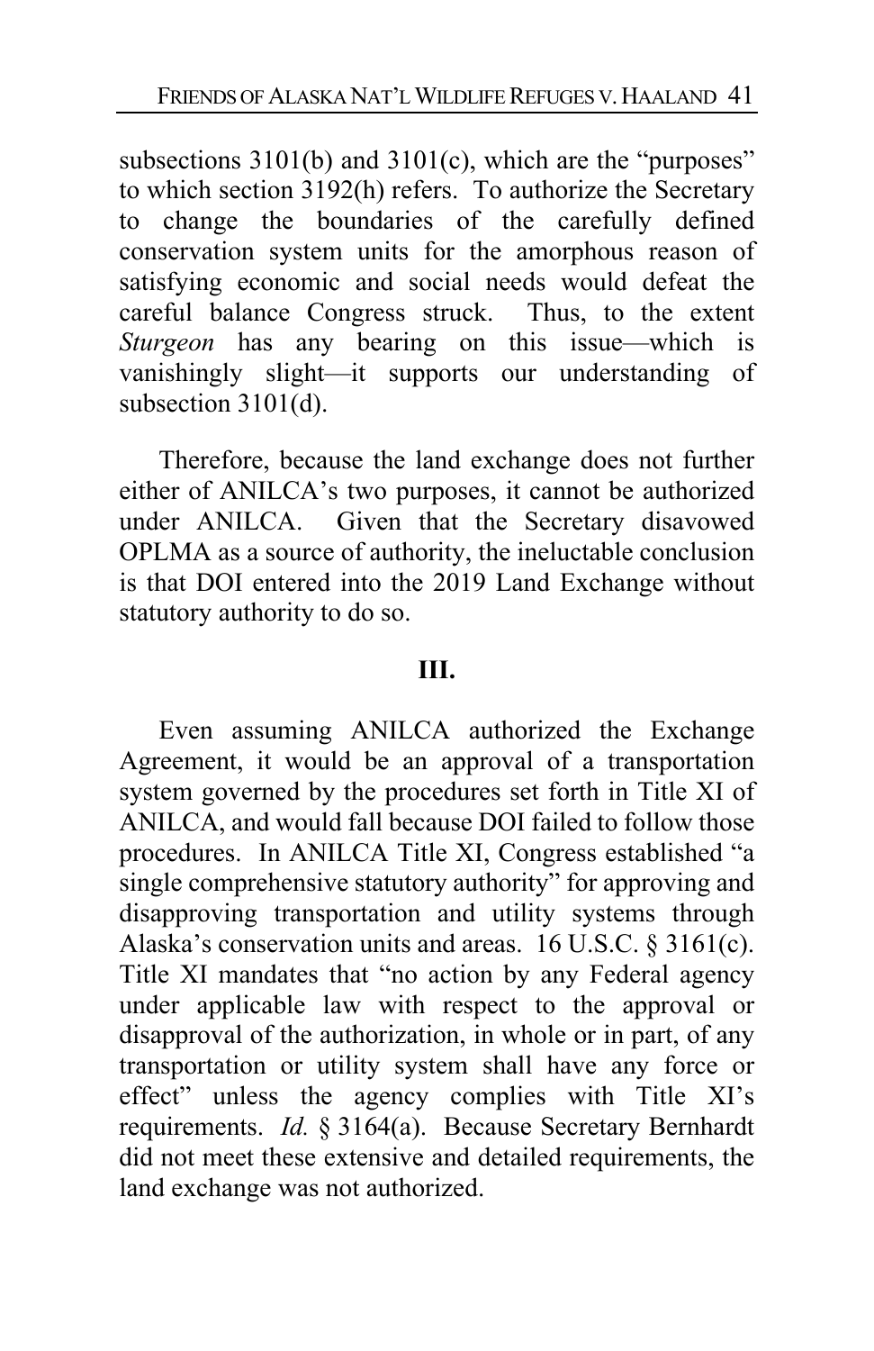subsections 3101(b) and 3101(c), which are the "purposes" to which section 3192(h) refers. To authorize the Secretary to change the boundaries of the carefully defined conservation system units for the amorphous reason of satisfying economic and social needs would defeat the careful balance Congress struck. Thus, to the extent *Sturgeon* has any bearing on this issue—which is vanishingly slight—it supports our understanding of subsection 3101(d).

Therefore, because the land exchange does not further either of ANILCA's two purposes, it cannot be authorized under ANILCA. Given that the Secretary disavowed OPLMA as a source of authority, the ineluctable conclusion is that DOI entered into the 2019 Land Exchange without statutory authority to do so.

## III.

Even assuming ANILCA authorized the Exchange Agreement, it would be an approval of a transportation system governed by the procedures set forth in Title XI of ANILCA, and would fall because DOI failed to follow those procedures. In ANILCA Title XI, Congress established "a single comprehensive statutory authority" for approving and disapproving transportation and utility systems through Alaska's conservation units and areas. 16 U.S.C. § 3161(c). Title XI mandates that "no action by any Federal agency under applicable law with respect to the approval or disapproval of the authorization, in whole or in part, of any transportation or utility system shall have any force or effect" unless the agency complies with Title XI's requirements. *Id.* § 3164(a). Because Secretary Bernhardt did not meet these extensive and detailed requirements, the land exchange was not authorized.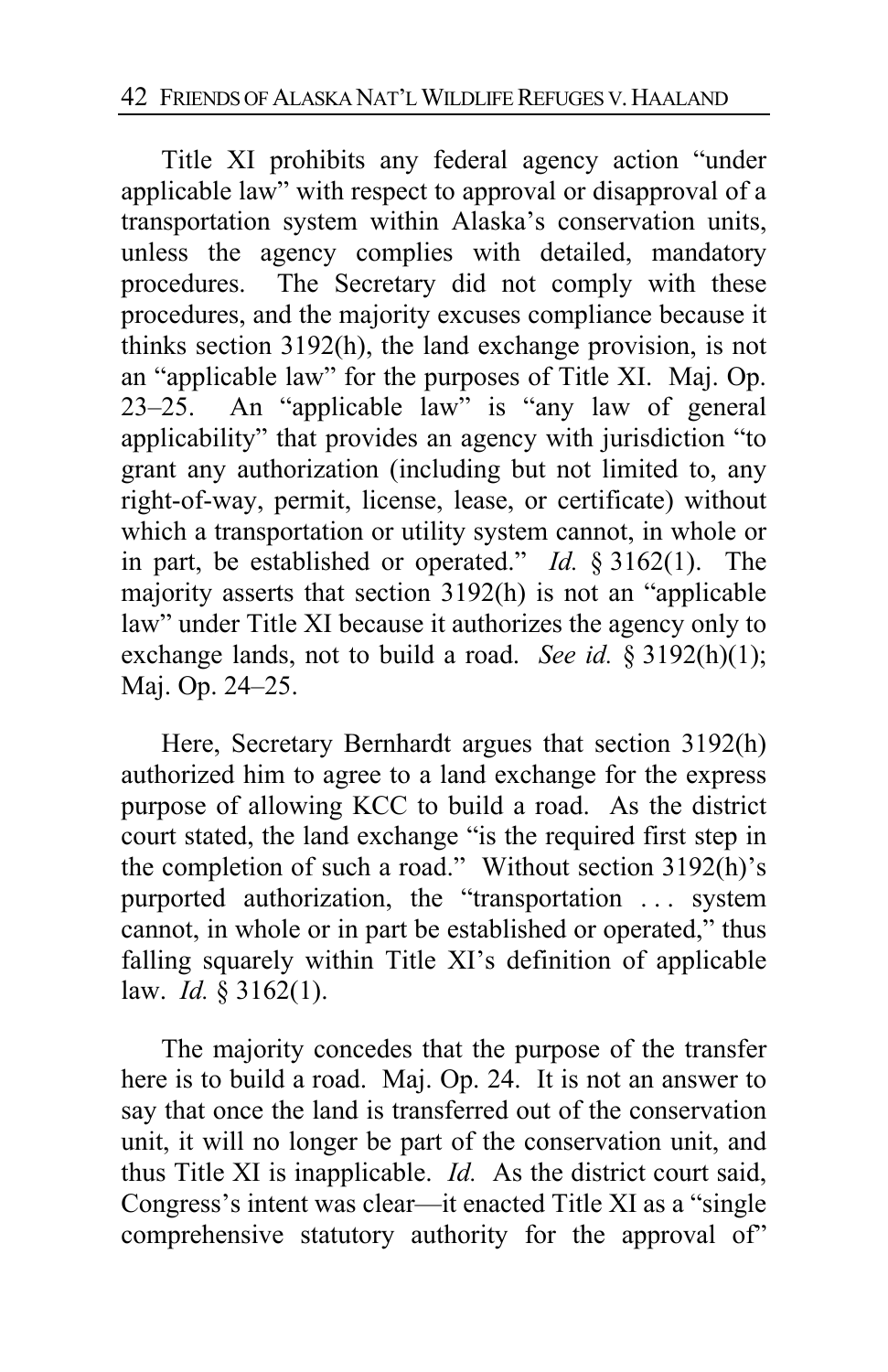Title XI prohibits any federal agency action "under applicable law" with respect to approval or disapproval of a transportation system within Alaska's conservation units, unless the agency complies with detailed, mandatory procedures. The Secretary did not comply with these procedures, and the majority excuses compliance because it thinks section 3192(h), the land exchange provision, is not an "applicable law" for the purposes of Title XI. Maj. Op. 23–25. An "applicable law" is "any law of general applicability" that provides an agency with jurisdiction "to grant any authorization (including but not limited to, any right-of-way, permit, license, lease, or certificate) without which a transportation or utility system cannot, in whole or in part, be established or operated." *Id.* § 3162(1). The majority asserts that section 3192(h) is not an "applicable law" under Title XI because it authorizes the agency only to exchange lands, not to build a road. *See id.* § 3192(h)(1); Maj. Op. 24–25.

Here, Secretary Bernhardt argues that section 3192(h) authorized him to agree to a land exchange for the express purpose of allowing KCC to build a road. As the district court stated, the land exchange "is the required first step in the completion of such a road." Without section 3192(h)'s purported authorization, the "transportation . . . system cannot, in whole or in part be established or operated," thus falling squarely within Title XI's definition of applicable law. *Id.* § 3162(1).

The majority concedes that the purpose of the transfer here is to build a road. Maj. Op. 24. It is not an answer to say that once the land is transferred out of the conservation unit, it will no longer be part of the conservation unit, and thus Title XI is inapplicable. *Id.* As the district court said, Congress's intent was clear—it enacted Title XI as a "single comprehensive statutory authority for the approval of"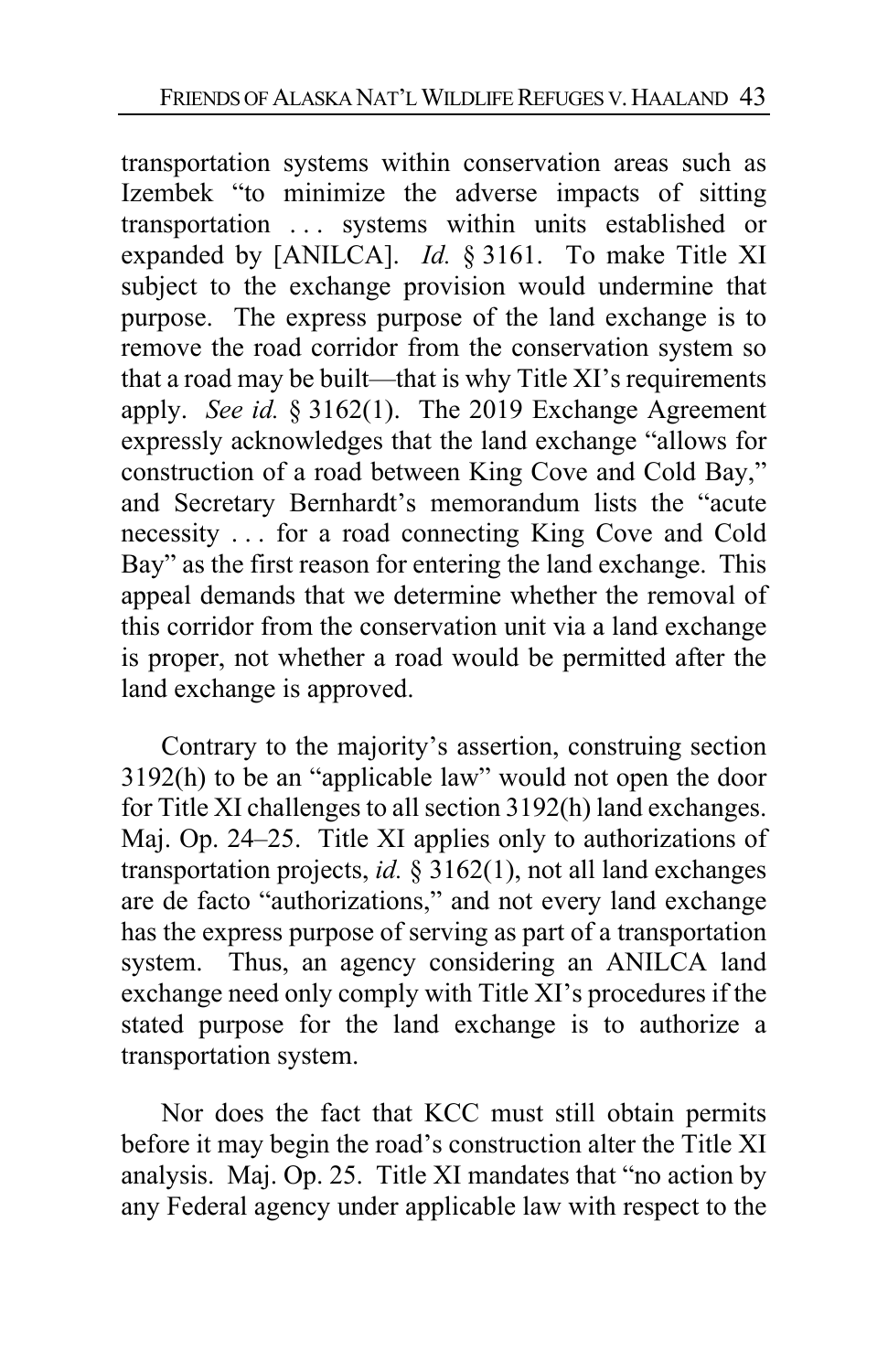transportation systems within conservation areas such as Izembek "to minimize the adverse impacts of sitting transportation . . . systems within units established or expanded by [ANILCA]. *Id.* § 3161. To make Title XI subject to the exchange provision would undermine that purpose. The express purpose of the land exchange is to remove the road corridor from the conservation system so that a road may be built—that is why Title XI's requirements apply. *See id.* § 3162(1). The 2019 Exchange Agreement expressly acknowledges that the land exchange "allows for construction of a road between King Cove and Cold Bay," and Secretary Bernhardt's memorandum lists the "acute necessity . . . for a road connecting King Cove and Cold Bay" as the first reason for entering the land exchange. This appeal demands that we determine whether the removal of this corridor from the conservation unit via a land exchange is proper, not whether a road would be permitted after the land exchange is approved.

Contrary to the majority's assertion, construing section 3192(h) to be an "applicable law" would not open the door for Title XI challenges to all section 3192(h) land exchanges. Maj. Op. 24–25. Title XI applies only to authorizations of transportation projects, *id.* § 3162(1), not all land exchanges are de facto "authorizations," and not every land exchange has the express purpose of serving as part of a transportation system. Thus, an agency considering an ANILCA land exchange need only comply with Title XI's procedures if the stated purpose for the land exchange is to authorize a transportation system.

Nor does the fact that KCC must still obtain permits before it may begin the road's construction alter the Title XI analysis. Maj. Op. 25. Title XI mandates that "no action by any Federal agency under applicable law with respect to the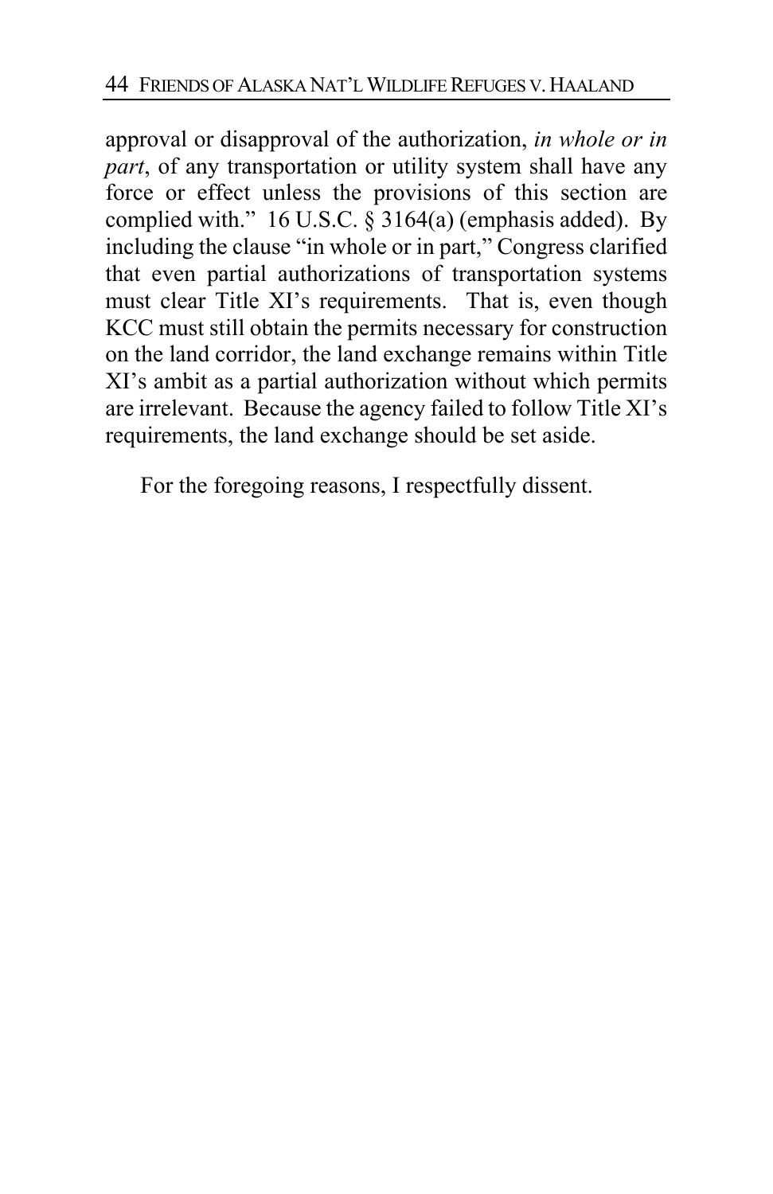approval or disapproval of the authorization, *in whole or in part*, of any transportation or utility system shall have any force or effect unless the provisions of this section are complied with." 16 U.S.C. § 3164(a) (emphasis added). By including the clause "in whole or in part," Congress clarified that even partial authorizations of transportation systems must clear Title XI's requirements. That is, even though KCC must still obtain the permits necessary for construction on the land corridor, the land exchange remains within Title XI's ambit as a partial authorization without which permits are irrelevant. Because the agency failed to follow Title XI's requirements, the land exchange should be set aside.

For the foregoing reasons, I respectfully dissent.